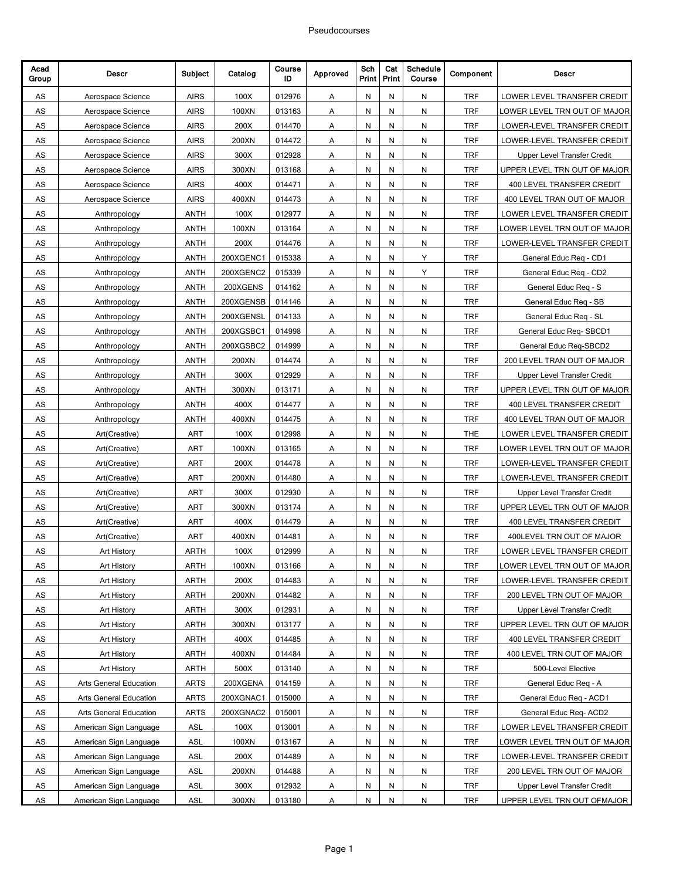# Pseudocourses

| Acad Group | Descr | Subject | Catalog | Course ID | Approved | Sch Print | Cat Print | Schedule Course | Component | Descr |
|---|---|---|---|---|---|---|---|---|---|---|
| AS | Aerospace Science | AIRS | 100X | 012976 | A | N | N | N | TRF | LOWER LEVEL TRANSFER CREDIT |
| AS | Aerospace Science | AIRS | 100XN | 013163 | A | N | N | N | TRF | LOWER LEVEL TRN OUT OF MAJOR |
| AS | Aerospace Science | AIRS | 200X | 014470 | A | N | N | N | TRF | LOWER-LEVEL TRANSFER CREDIT |
| AS | Aerospace Science | AIRS | 200XN | 014472 | A | N | N | N | TRF | LOWER-LEVEL TRANSFER CREDIT |
| AS | Aerospace Science | AIRS | 300X | 012928 | A | N | N | N | TRF | Upper Level Transfer Credit |
| AS | Aerospace Science | AIRS | 300XN | 013168 | A | N | N | N | TRF | UPPER LEVEL TRN OUT OF MAJOR |
| AS | Aerospace Science | AIRS | 400X | 014471 | A | N | N | N | TRF | 400 LEVEL TRANSFER CREDIT |
| AS | Aerospace Science | AIRS | 400XN | 014473 | A | N | N | N | TRF | 400 LEVEL TRAN OUT OF MAJOR |
| AS | Anthropology | ANTH | 100X | 012977 | A | N | N | N | TRF | LOWER LEVEL TRANSFER CREDIT |
| AS | Anthropology | ANTH | 100XN | 013164 | A | N | N | N | TRF | LOWER LEVEL TRN OUT OF MAJOR |
| AS | Anthropology | ANTH | 200X | 014476 | A | N | N | N | TRF | LOWER-LEVEL TRANSFER CREDIT |
| AS | Anthropology | ANTH | 200XGENC1 | 015338 | A | N | N | Y | TRF | General Educ Req - CD1 |
| AS | Anthropology | ANTH | 200XGENC2 | 015339 | A | N | N | Y | TRF | General Educ Req - CD2 |
| AS | Anthropology | ANTH | 200XGENS | 014162 | A | N | N | N | TRF | General Educ Req - S |
| AS | Anthropology | ANTH | 200XGENSB | 014146 | A | N | N | N | TRF | General Educ Req - SB |
| AS | Anthropology | ANTH | 200XGENSL | 014133 | A | N | N | N | TRF | General Educ Req - SL |
| AS | Anthropology | ANTH | 200XGSBC1 | 014998 | A | N | N | N | TRF | General Educ Req- SBCD1 |
| AS | Anthropology | ANTH | 200XGSBC2 | 014999 | A | N | N | N | TRF | General Educ Req-SBCD2 |
| AS | Anthropology | ANTH | 200XN | 014474 | A | N | N | N | TRF | 200 LEVEL TRAN OUT OF MAJOR |
| AS | Anthropology | ANTH | 300X | 012929 | A | N | N | N | TRF | Upper Level Transfer Credit |
| AS | Anthropology | ANTH | 300XN | 013171 | A | N | N | N | TRF | UPPER LEVEL TRN OUT OF MAJOR |
| AS | Anthropology | ANTH | 400X | 014477 | A | N | N | N | TRF | 400 LEVEL TRANSFER CREDIT |
| AS | Anthropology | ANTH | 400XN | 014475 | A | N | N | N | TRF | 400 LEVEL TRAN OUT OF MAJOR |
| AS | Art(Creative) | ART | 100X | 012998 | A | N | N | N | THE | LOWER LEVEL TRANSFER CREDIT |
| AS | Art(Creative) | ART | 100XN | 013165 | A | N | N | N | TRF | LOWER LEVEL TRN OUT OF MAJOR |
| AS | Art(Creative) | ART | 200X | 014478 | A | N | N | N | TRF | LOWER-LEVEL TRANSFER CREDIT |
| AS | Art(Creative) | ART | 200XN | 014480 | A | N | N | N | TRF | LOWER-LEVEL TRANSFER CREDIT |
| AS | Art(Creative) | ART | 300X | 012930 | A | N | N | N | TRF | Upper Level Transfer Credit |
| AS | Art(Creative) | ART | 300XN | 013174 | A | N | N | N | TRF | UPPER LEVEL TRN OUT OF MAJOR |
| AS | Art(Creative) | ART | 400X | 014479 | A | N | N | N | TRF | 400 LEVEL TRANSFER CREDIT |
| AS | Art(Creative) | ART | 400XN | 014481 | A | N | N | N | TRF | 400LEVEL TRN OUT OF MAJOR |
| AS | Art History | ARTH | 100X | 012999 | A | N | N | N | TRF | LOWER LEVEL TRANSFER CREDIT |
| AS | Art History | ARTH | 100XN | 013166 | A | N | N | N | TRF | LOWER LEVEL TRN OUT OF MAJOR |
| AS | Art History | ARTH | 200X | 014483 | A | N | N | N | TRF | LOWER-LEVEL TRANSFER CREDIT |
| AS | Art History | ARTH | 200XN | 014482 | A | N | N | N | TRF | 200 LEVEL TRN OUT OF MAJOR |
| AS | Art History | ARTH | 300X | 012931 | A | N | N | N | TRF | Upper Level Transfer Credit |
| AS | Art History | ARTH | 300XN | 013177 | A | N | N | N | TRF | UPPER LEVEL TRN OUT OF MAJOR |
| AS | Art History | ARTH | 400X | 014485 | A | N | N | N | TRF | 400 LEVEL TRANSFER CREDIT |
| AS | Art History | ARTH | 400XN | 014484 | A | N | N | N | TRF | 400 LEVEL TRN OUT OF MAJOR |
| AS | Art History | ARTH | 500X | 013140 | A | N | N | N | TRF | 500-Level Elective |
| AS | Arts General Education | ARTS | 200XGENA | 014159 | A | N | N | N | TRF | General Educ Req - A |
| AS | Arts General Education | ARTS | 200XGNAC1 | 015000 | A | N | N | N | TRF | General Educ Req - ACD1 |
| AS | Arts General Education | ARTS | 200XGNAC2 | 015001 | A | N | N | N | TRF | General Educ Req- ACD2 |
| AS | American Sign Language | ASL | 100X | 013001 | A | N | N | N | TRF | LOWER LEVEL TRANSFER CREDIT |
| AS | American Sign Language | ASL | 100XN | 013167 | A | N | N | N | TRF | LOWER LEVEL TRN OUT OF MAJOR |
| AS | American Sign Language | ASL | 200X | 014489 | A | N | N | N | TRF | LOWER-LEVEL TRANSFER CREDIT |
| AS | American Sign Language | ASL | 200XN | 014488 | A | N | N | N | TRF | 200 LEVEL TRN OUT OF MAJOR |
| AS | American Sign Language | ASL | 300X | 012932 | A | N | N | N | TRF | Upper Level Transfer Credit |
| AS | American Sign Language | ASL | 300XN | 013180 | A | N | N | N | TRF | UPPER LEVEL TRN OUT OFMAJOR |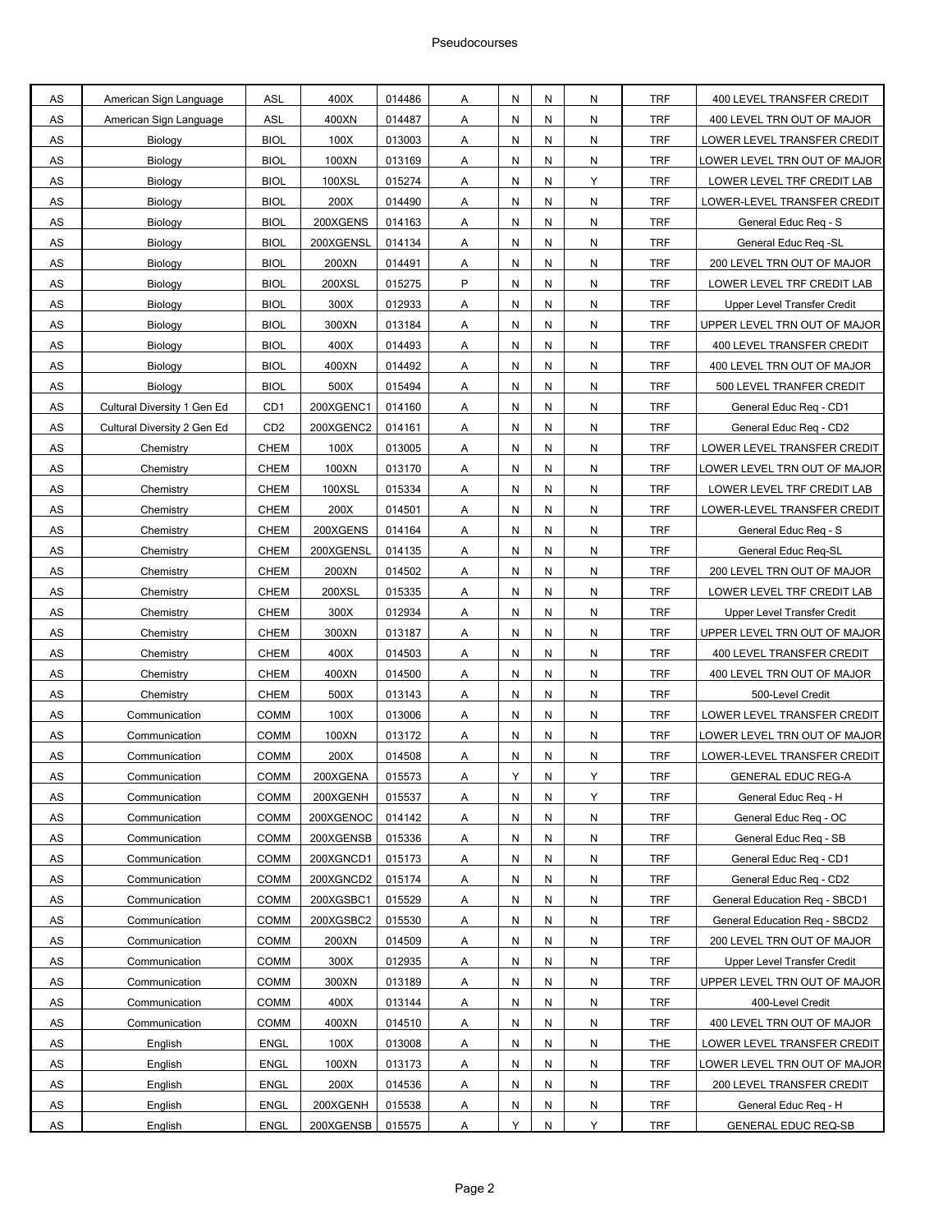| AS | American Sign Language | ASL | 400X | 014486 | A | N | N | N | TRF | 400 LEVEL TRANSFER CREDIT |
|---|---|---|---|---|---|---|---|---|---|---|
| AS | American Sign Language | ASL | 400XN | 014487 | A | N | N | N | TRF | 400 LEVEL TRN OUT OF MAJOR |
| AS | Biology | BIOL | 100X | 013003 | A | N | N | N | TRF | LOWER LEVEL TRANSFER CREDIT |
| AS | Biology | BIOL | 100XN | 013169 | A | N | N | N | TRF | LOWER LEVEL TRN OUT OF MAJOR |
| AS | Biology | BIOL | 100XSL | 015274 | A | N | N | Y | TRF | LOWER LEVEL TRF CREDIT LAB |
| AS | Biology | BIOL | 200X | 014490 | A | N | N | N | TRF | LOWER-LEVEL TRANSFER CREDIT |
| AS | Biology | BIOL | 200XGENS | 014163 | A | N | N | N | TRF | General Educ Req - S |
| AS | Biology | BIOL | 200XGENSL | 014134 | A | N | N | N | TRF | General Educ Req -SL |
| AS | Biology | BIOL | 200XN | 014491 | A | N | N | N | TRF | 200 LEVEL TRN OUT OF MAJOR |
| AS | Biology | BIOL | 200XSL | 015275 | P | N | N | N | TRF | LOWER LEVEL TRF CREDIT LAB |
| AS | Biology | BIOL | 300X | 012933 | A | N | N | N | TRF | Upper Level Transfer Credit |
| AS | Biology | BIOL | 300XN | 013184 | A | N | N | N | TRF | UPPER LEVEL TRN OUT OF MAJOR |
| AS | Biology | BIOL | 400X | 014493 | A | N | N | N | TRF | 400 LEVEL TRANSFER CREDIT |
| AS | Biology | BIOL | 400XN | 014492 | A | N | N | N | TRF | 400 LEVEL TRN OUT OF MAJOR |
| AS | Biology | BIOL | 500X | 015494 | A | N | N | N | TRF | 500 LEVEL TRANFER CREDIT |
| AS | Cultural Diversity 1 Gen Ed | CD1 | 200XGENC1 | 014160 | A | N | N | N | TRF | General Educ Req - CD1 |
| AS | Cultural Diversity 2 Gen Ed | CD2 | 200XGENC2 | 014161 | A | N | N | N | TRF | General Educ Req - CD2 |
| AS | Chemistry | CHEM | 100X | 013005 | A | N | N | N | TRF | LOWER LEVEL TRANSFER CREDIT |
| AS | Chemistry | CHEM | 100XN | 013170 | A | N | N | N | TRF | LOWER LEVEL TRN OUT OF MAJOR |
| AS | Chemistry | CHEM | 100XSL | 015334 | A | N | N | N | TRF | LOWER LEVEL TRF CREDIT LAB |
| AS | Chemistry | CHEM | 200X | 014501 | A | N | N | N | TRF | LOWER-LEVEL TRANSFER CREDIT |
| AS | Chemistry | CHEM | 200XGENS | 014164 | A | N | N | N | TRF | General Educ Req - S |
| AS | Chemistry | CHEM | 200XGENSL | 014135 | A | N | N | N | TRF | General Educ Req-SL |
| AS | Chemistry | CHEM | 200XN | 014502 | A | N | N | N | TRF | 200 LEVEL TRN OUT OF MAJOR |
| AS | Chemistry | CHEM | 200XSL | 015335 | A | N | N | N | TRF | LOWER LEVEL TRF CREDIT LAB |
| AS | Chemistry | CHEM | 300X | 012934 | A | N | N | N | TRF | Upper Level Transfer Credit |
| AS | Chemistry | CHEM | 300XN | 013187 | A | N | N | N | TRF | UPPER LEVEL TRN OUT OF MAJOR |
| AS | Chemistry | CHEM | 400X | 014503 | A | N | N | N | TRF | 400 LEVEL TRANSFER CREDIT |
| AS | Chemistry | CHEM | 400XN | 014500 | A | N | N | N | TRF | 400 LEVEL TRN OUT OF MAJOR |
| AS | Chemistry | CHEM | 500X | 013143 | A | N | N | N | TRF | 500-Level Credit |
| AS | Communication | COMM | 100X | 013006 | A | N | N | N | TRF | LOWER LEVEL TRANSFER CREDIT |
| AS | Communication | COMM | 100XN | 013172 | A | N | N | N | TRF | LOWER LEVEL TRN OUT OF MAJOR |
| AS | Communication | COMM | 200X | 014508 | A | N | N | N | TRF | LOWER-LEVEL TRANSFER CREDIT |
| AS | Communication | COMM | 200XGENA | 015573 | A | Y | N | Y | TRF | GENERAL EDUC REG-A |
| AS | Communication | COMM | 200XGENH | 015537 | A | N | N | Y | TRF | General Educ Req - H |
| AS | Communication | COMM | 200XGENOC | 014142 | A | N | N | N | TRF | General Educ Req - OC |
| AS | Communication | COMM | 200XGENSB | 015336 | A | N | N | N | TRF | General Educ Req - SB |
| AS | Communication | COMM | 200XGNCD1 | 015173 | A | N | N | N | TRF | General Educ Req - CD1 |
| AS | Communication | COMM | 200XGNCD2 | 015174 | A | N | N | N | TRF | General Educ Req - CD2 |
| AS | Communication | COMM | 200XGSBC1 | 015529 | A | N | N | N | TRF | General Education Req - SBCD1 |
| AS | Communication | COMM | 200XGSBC2 | 015530 | A | N | N | N | TRF | General Education Req - SBCD2 |
| AS | Communication | COMM | 200XN | 014509 | A | N | N | N | TRF | 200 LEVEL TRN OUT OF MAJOR |
| AS | Communication | COMM | 300X | 012935 | A | N | N | N | TRF | Upper Level Transfer Credit |
| AS | Communication | COMM | 300XN | 013189 | A | N | N | N | TRF | UPPER LEVEL TRN OUT OF MAJOR |
| AS | Communication | COMM | 400X | 013144 | A | N | N | N | TRF | 400-Level Credit |
| AS | Communication | COMM | 400XN | 014510 | A | N | N | N | TRF | 400 LEVEL TRN OUT OF MAJOR |
| AS | English | ENGL | 100X | 013008 | A | N | N | N | THE | LOWER LEVEL TRANSFER CREDIT |
| AS | English | ENGL | 100XN | 013173 | A | N | N | N | TRF | LOWER LEVEL TRN OUT OF MAJOR |
| AS | English | ENGL | 200X | 014536 | A | N | N | N | TRF | 200 LEVEL TRANSFER CREDIT |
| AS | English | ENGL | 200XGENH | 015538 | A | N | N | N | TRF | General Educ Req - H |
| AS | English | ENGL | 200XGENSB | 015575 | A | Y | N | Y | TRF | GENERAL EDUC REQ-SB |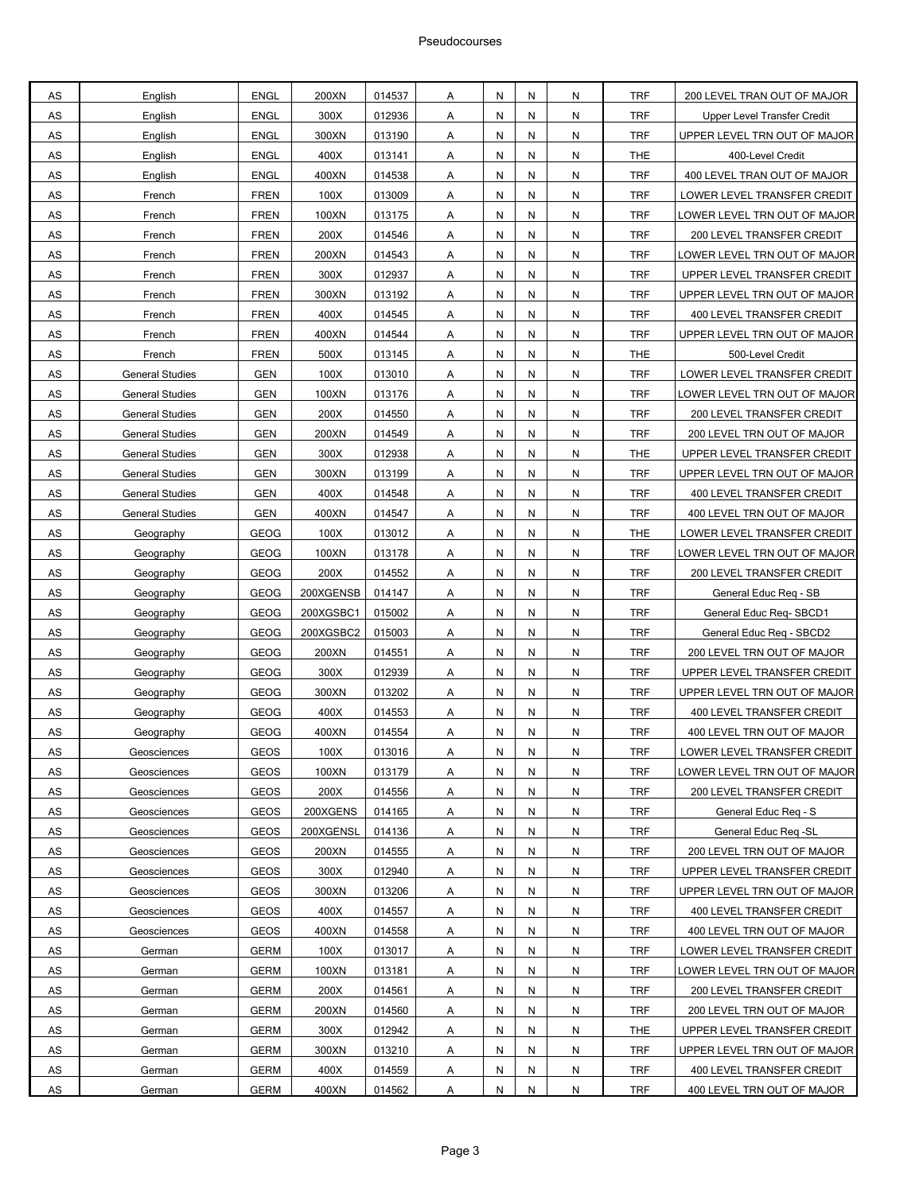| | | | | | | | | | | |
|---|---|---|---|---|---|---|---|---|---|---|
| AS | English | ENGL | 200XN | 014537 | A | N | N | N | TRF | 200 LEVEL TRAN OUT OF MAJOR |
| AS | English | ENGL | 300X | 012936 | A | N | N | N | TRF | Upper Level Transfer Credit |
| AS | English | ENGL | 300XN | 013190 | A | N | N | N | TRF | UPPER LEVEL TRN OUT OF MAJOR |
| AS | English | ENGL | 400X | 013141 | A | N | N | N | THE | 400-Level Credit |
| AS | English | ENGL | 400XN | 014538 | A | N | N | N | TRF | 400 LEVEL TRAN OUT OF MAJOR |
| AS | French | FREN | 100X | 013009 | A | N | N | N | TRF | LOWER LEVEL TRANSFER CREDIT |
| AS | French | FREN | 100XN | 013175 | A | N | N | N | TRF | LOWER LEVEL TRN OUT OF MAJOR |
| AS | French | FREN | 200X | 014546 | A | N | N | N | TRF | 200 LEVEL TRANSFER CREDIT |
| AS | French | FREN | 200XN | 014543 | A | N | N | N | TRF | LOWER LEVEL TRN OUT OF MAJOR |
| AS | French | FREN | 300X | 012937 | A | N | N | N | TRF | UPPER LEVEL TRANSFER CREDIT |
| AS | French | FREN | 300XN | 013192 | A | N | N | N | TRF | UPPER LEVEL TRN OUT OF MAJOR |
| AS | French | FREN | 400X | 014545 | A | N | N | N | TRF | 400 LEVEL TRANSFER CREDIT |
| AS | French | FREN | 400XN | 014544 | A | N | N | N | TRF | UPPER LEVEL TRN OUT OF MAJOR |
| AS | French | FREN | 500X | 013145 | A | N | N | N | THE | 500-Level Credit |
| AS | General Studies | GEN | 100X | 013010 | A | N | N | N | TRF | LOWER LEVEL TRANSFER CREDIT |
| AS | General Studies | GEN | 100XN | 013176 | A | N | N | N | TRF | LOWER LEVEL TRN OUT OF MAJOR |
| AS | General Studies | GEN | 200X | 014550 | A | N | N | N | TRF | 200 LEVEL TRANSFER CREDIT |
| AS | General Studies | GEN | 200XN | 014549 | A | N | N | N | TRF | 200 LEVEL TRN OUT OF MAJOR |
| AS | General Studies | GEN | 300X | 012938 | A | N | N | N | THE | UPPER LEVEL TRANSFER CREDIT |
| AS | General Studies | GEN | 300XN | 013199 | A | N | N | N | TRF | UPPER LEVEL TRN OUT OF MAJOR |
| AS | General Studies | GEN | 400X | 014548 | A | N | N | N | TRF | 400 LEVEL TRANSFER CREDIT |
| AS | General Studies | GEN | 400XN | 014547 | A | N | N | N | TRF | 400 LEVEL TRN OUT OF MAJOR |
| AS | Geography | GEOG | 100X | 013012 | A | N | N | N | THE | LOWER LEVEL TRANSFER CREDIT |
| AS | Geography | GEOG | 100XN | 013178 | A | N | N | N | TRF | LOWER LEVEL TRN OUT OF MAJOR |
| AS | Geography | GEOG | 200X | 014552 | A | N | N | N | TRF | 200 LEVEL TRANSFER CREDIT |
| AS | Geography | GEOG | 200XGENSB | 014147 | A | N | N | N | TRF | General Educ Req - SB |
| AS | Geography | GEOG | 200XGSBC1 | 015002 | A | N | N | N | TRF | General Educ Req- SBCD1 |
| AS | Geography | GEOG | 200XGSBC2 | 015003 | A | N | N | N | TRF | General Educ Req - SBCD2 |
| AS | Geography | GEOG | 200XN | 014551 | A | N | N | N | TRF | 200 LEVEL TRN OUT OF MAJOR |
| AS | Geography | GEOG | 300X | 012939 | A | N | N | N | TRF | UPPER LEVEL TRANSFER CREDIT |
| AS | Geography | GEOG | 300XN | 013202 | A | N | N | N | TRF | UPPER LEVEL TRN OUT OF MAJOR |
| AS | Geography | GEOG | 400X | 014553 | A | N | N | N | TRF | 400 LEVEL TRANSFER CREDIT |
| AS | Geography | GEOG | 400XN | 014554 | A | N | N | N | TRF | 400 LEVEL TRN OUT OF MAJOR |
| AS | Geosciences | GEOS | 100X | 013016 | A | N | N | N | TRF | LOWER LEVEL TRANSFER CREDIT |
| AS | Geosciences | GEOS | 100XN | 013179 | A | N | N | N | TRF | LOWER LEVEL TRN OUT OF MAJOR |
| AS | Geosciences | GEOS | 200X | 014556 | A | N | N | N | TRF | 200 LEVEL TRANSFER CREDIT |
| AS | Geosciences | GEOS | 200XGENS | 014165 | A | N | N | N | TRF | General Educ Req - S |
| AS | Geosciences | GEOS | 200XGENSL | 014136 | A | N | N | N | TRF | General Educ Req -SL |
| AS | Geosciences | GEOS | 200XN | 014555 | A | N | N | N | TRF | 200 LEVEL TRN OUT OF MAJOR |
| AS | Geosciences | GEOS | 300X | 012940 | A | N | N | N | TRF | UPPER LEVEL TRANSFER CREDIT |
| AS | Geosciences | GEOS | 300XN | 013206 | A | N | N | N | TRF | UPPER LEVEL TRN OUT OF MAJOR |
| AS | Geosciences | GEOS | 400X | 014557 | A | N | N | N | TRF | 400 LEVEL TRANSFER CREDIT |
| AS | Geosciences | GEOS | 400XN | 014558 | A | N | N | N | TRF | 400 LEVEL TRN OUT OF MAJOR |
| AS | German | GERM | 100X | 013017 | A | N | N | N | TRF | LOWER LEVEL TRANSFER CREDIT |
| AS | German | GERM | 100XN | 013181 | A | N | N | N | TRF | LOWER LEVEL TRN OUT OF MAJOR |
| AS | German | GERM | 200X | 014561 | A | N | N | N | TRF | 200 LEVEL TRANSFER CREDIT |
| AS | German | GERM | 200XN | 014560 | A | N | N | N | TRF | 200 LEVEL TRN OUT OF MAJOR |
| AS | German | GERM | 300X | 012942 | A | N | N | N | THE | UPPER LEVEL TRANSFER CREDIT |
| AS | German | GERM | 300XN | 013210 | A | N | N | N | TRF | UPPER LEVEL TRN OUT OF MAJOR |
| AS | German | GERM | 400X | 014559 | A | N | N | N | TRF | 400 LEVEL TRANSFER CREDIT |
| AS | German | GERM | 400XN | 014562 | A | N | N | N | TRF | 400 LEVEL TRN OUT OF MAJOR |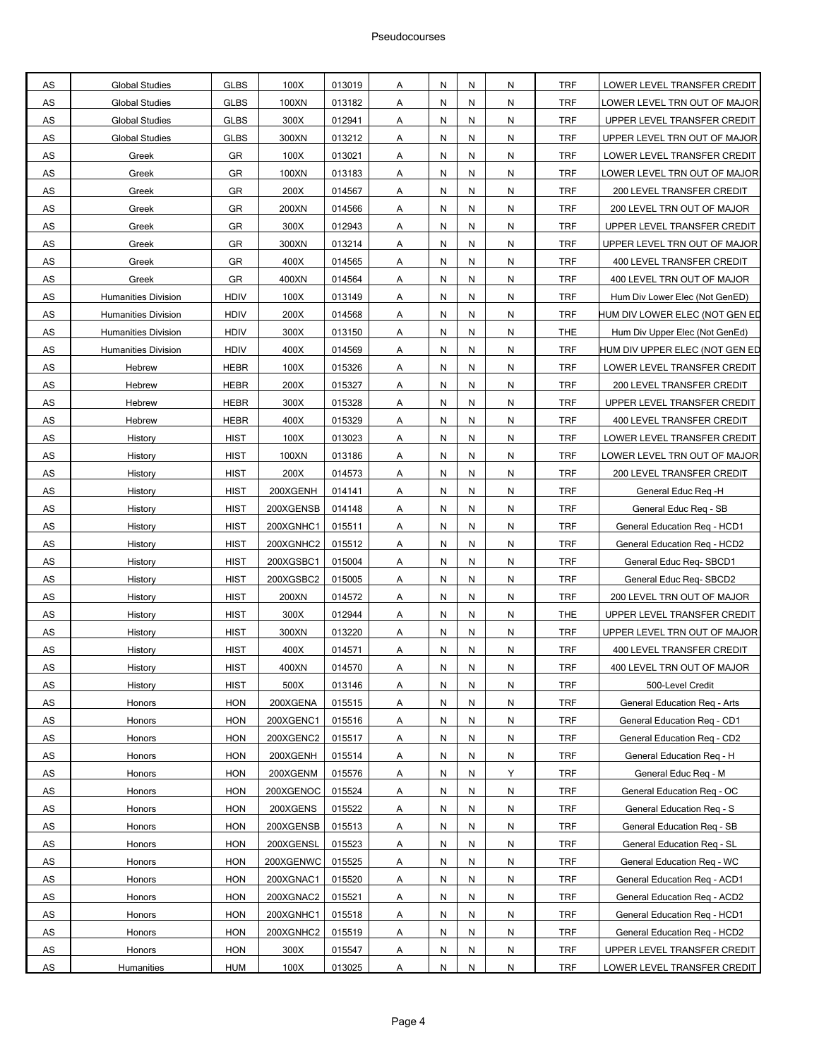| | | | | | | | | | | |
|---|---|---|---|---|---|---|---|---|---|---|
| AS | Global Studies | GLBS | 100X | 013019 | A | N | N | N | TRF | LOWER LEVEL TRANSFER CREDIT |
| AS | Global Studies | GLBS | 100XN | 013182 | A | N | N | N | TRF | LOWER LEVEL TRN OUT OF MAJOR |
| AS | Global Studies | GLBS | 300X | 012941 | A | N | N | N | TRF | UPPER LEVEL TRANSFER CREDIT |
| AS | Global Studies | GLBS | 300XN | 013212 | A | N | N | N | TRF | UPPER LEVEL TRN OUT OF MAJOR |
| AS | Greek | GR | 100X | 013021 | A | N | N | N | TRF | LOWER LEVEL TRANSFER CREDIT |
| AS | Greek | GR | 100XN | 013183 | A | N | N | N | TRF | LOWER LEVEL TRN OUT OF MAJOR |
| AS | Greek | GR | 200X | 014567 | A | N | N | N | TRF | 200 LEVEL TRANSFER CREDIT |
| AS | Greek | GR | 200XN | 014566 | A | N | N | N | TRF | 200 LEVEL TRN OUT OF MAJOR |
| AS | Greek | GR | 300X | 012943 | A | N | N | N | TRF | UPPER LEVEL TRANSFER CREDIT |
| AS | Greek | GR | 300XN | 013214 | A | N | N | N | TRF | UPPER LEVEL TRN OUT OF MAJOR |
| AS | Greek | GR | 400X | 014565 | A | N | N | N | TRF | 400 LEVEL TRANSFER CREDIT |
| AS | Greek | GR | 400XN | 014564 | A | N | N | N | TRF | 400 LEVEL TRN OUT OF MAJOR |
| AS | Humanities Division | HDIV | 100X | 013149 | A | N | N | N | TRF | Hum Div Lower Elec (Not GenED) |
| AS | Humanities Division | HDIV | 200X | 014568 | A | N | N | N | TRF | HUM DIV LOWER ELEC (NOT GEN ED |
| AS | Humanities Division | HDIV | 300X | 013150 | A | N | N | N | THE | Hum Div Upper Elec (Not GenEd) |
| AS | Humanities Division | HDIV | 400X | 014569 | A | N | N | N | TRF | HUM DIV UPPER ELEC (NOT GEN ED |
| AS | Hebrew | HEBR | 100X | 015326 | A | N | N | N | TRF | LOWER LEVEL TRANSFER CREDIT |
| AS | Hebrew | HEBR | 200X | 015327 | A | N | N | N | TRF | 200 LEVEL TRANSFER CREDIT |
| AS | Hebrew | HEBR | 300X | 015328 | A | N | N | N | TRF | UPPER LEVEL TRANSFER CREDIT |
| AS | Hebrew | HEBR | 400X | 015329 | A | N | N | N | TRF | 400 LEVEL TRANSFER CREDIT |
| AS | History | HIST | 100X | 013023 | A | N | N | N | TRF | LOWER LEVEL TRANSFER CREDIT |
| AS | History | HIST | 100XN | 013186 | A | N | N | N | TRF | LOWER LEVEL TRN OUT OF MAJOR |
| AS | History | HIST | 200X | 014573 | A | N | N | N | TRF | 200 LEVEL TRANSFER CREDIT |
| AS | History | HIST | 200XGENH | 014141 | A | N | N | N | TRF | General Educ Req -H |
| AS | History | HIST | 200XGENSB | 014148 | A | N | N | N | TRF | General Educ Req - SB |
| AS | History | HIST | 200XGNHC1 | 015511 | A | N | N | N | TRF | General Education Req - HCD1 |
| AS | History | HIST | 200XGNHC2 | 015512 | A | N | N | N | TRF | General Education Req - HCD2 |
| AS | History | HIST | 200XGSBC1 | 015004 | A | N | N | N | TRF | General Educ Req- SBCD1 |
| AS | History | HIST | 200XGSBC2 | 015005 | A | N | N | N | TRF | General Educ Req- SBCD2 |
| AS | History | HIST | 200XN | 014572 | A | N | N | N | TRF | 200 LEVEL TRN OUT OF MAJOR |
| AS | History | HIST | 300X | 012944 | A | N | N | N | THE | UPPER LEVEL TRANSFER CREDIT |
| AS | History | HIST | 300XN | 013220 | A | N | N | N | TRF | UPPER LEVEL TRN OUT OF MAJOR |
| AS | History | HIST | 400X | 014571 | A | N | N | N | TRF | 400 LEVEL TRANSFER CREDIT |
| AS | History | HIST | 400XN | 014570 | A | N | N | N | TRF | 400 LEVEL TRN OUT OF MAJOR |
| AS | History | HIST | 500X | 013146 | A | N | N | N | TRF | 500-Level Credit |
| AS | Honors | HON | 200XGENA | 015515 | A | N | N | N | TRF | General Education Req - Arts |
| AS | Honors | HON | 200XGENC1 | 015516 | A | N | N | N | TRF | General Education Req - CD1 |
| AS | Honors | HON | 200XGENC2 | 015517 | A | N | N | N | TRF | General Education Req - CD2 |
| AS | Honors | HON | 200XGENH | 015514 | A | N | N | N | TRF | General Education Req - H |
| AS | Honors | HON | 200XGENM | 015576 | A | N | N | Y | TRF | General Educ Req - M |
| AS | Honors | HON | 200XGENOC | 015524 | A | N | N | N | TRF | General Education Req - OC |
| AS | Honors | HON | 200XGENS | 015522 | A | N | N | N | TRF | General Education Req - S |
| AS | Honors | HON | 200XGENSB | 015513 | A | N | N | N | TRF | General Education Req - SB |
| AS | Honors | HON | 200XGENSL | 015523 | A | N | N | N | TRF | General Education Req - SL |
| AS | Honors | HON | 200XGENWC | 015525 | A | N | N | N | TRF | General Education Req - WC |
| AS | Honors | HON | 200XGNAC1 | 015520 | A | N | N | N | TRF | General Education Req - ACD1 |
| AS | Honors | HON | 200XGNAC2 | 015521 | A | N | N | N | TRF | General Education Req - ACD2 |
| AS | Honors | HON | 200XGNHC1 | 015518 | A | N | N | N | TRF | General Education Req - HCD1 |
| AS | Honors | HON | 200XGNHC2 | 015519 | A | N | N | N | TRF | General Education Req - HCD2 |
| AS | Honors | HON | 300X | 015547 | A | N | N | N | TRF | UPPER LEVEL TRANSFER CREDIT |
| AS | Humanities | HUM | 100X | 013025 | A | N | N | N | TRF | LOWER LEVEL TRANSFER CREDIT |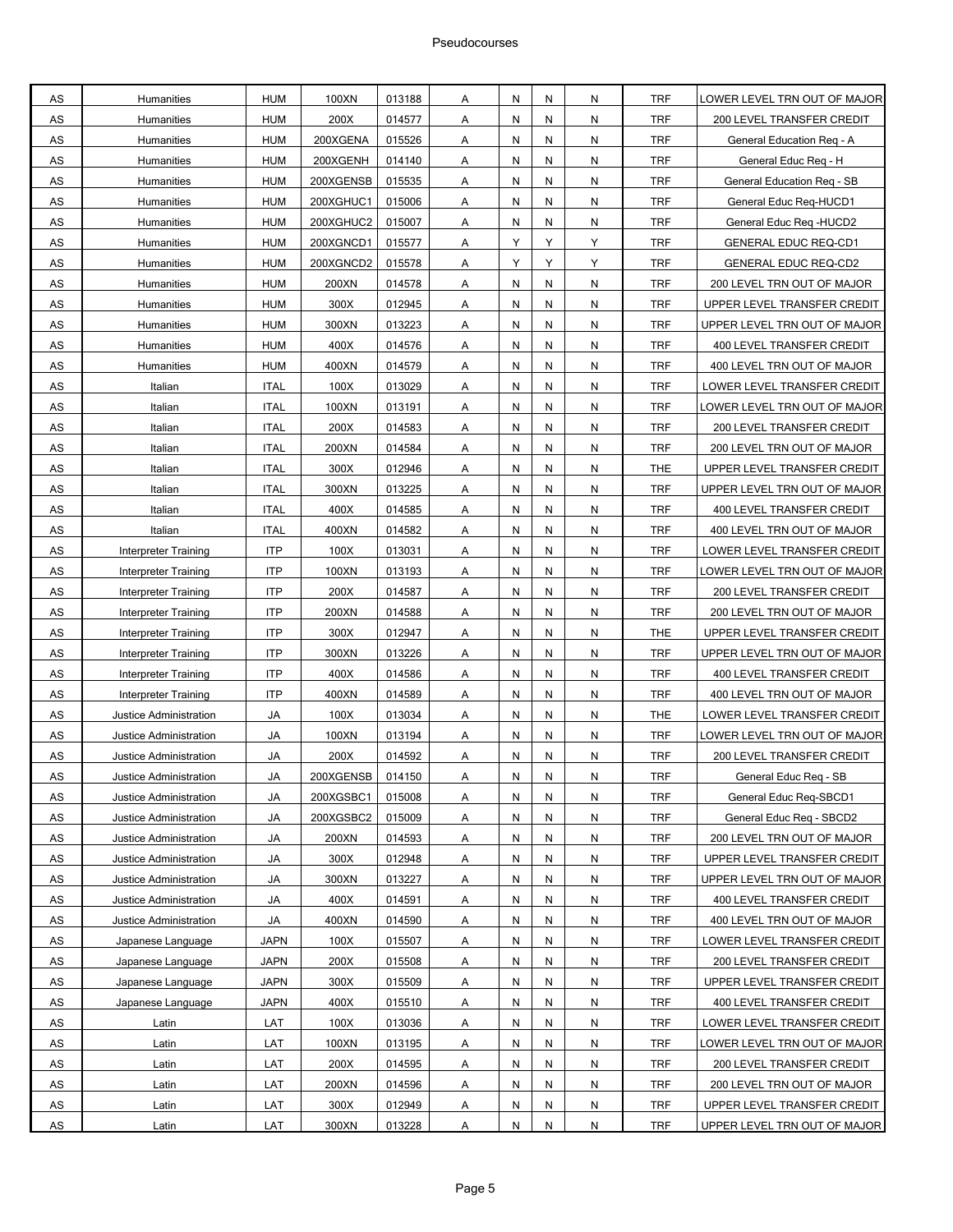| | | | | | | | | | | |
|---|---|---|---|---|---|---|---|---|---|---|
| AS | Humanities | HUM | 100XN | 013188 | A | N | N | N | TRF | LOWER LEVEL TRN OUT OF MAJOR |
| AS | Humanities | HUM | 200X | 014577 | A | N | N | N | TRF | 200 LEVEL TRANSFER CREDIT |
| AS | Humanities | HUM | 200XGENA | 015526 | A | N | N | N | TRF | General Education Req - A |
| AS | Humanities | HUM | 200XGENH | 014140 | A | N | N | N | TRF | General Educ Req - H |
| AS | Humanities | HUM | 200XGENSB | 015535 | A | N | N | N | TRF | General Education Req - SB |
| AS | Humanities | HUM | 200XGHUC1 | 015006 | A | N | N | N | TRF | General Educ Req-HUCD1 |
| AS | Humanities | HUM | 200XGHUC2 | 015007 | A | N | N | N | TRF | General Educ Req -HUCD2 |
| AS | Humanities | HUM | 200XGNCD1 | 015577 | A | Y | Y | Y | TRF | GENERAL EDUC REQ-CD1 |
| AS | Humanities | HUM | 200XGNCD2 | 015578 | A | Y | Y | Y | TRF | GENERAL EDUC REQ-CD2 |
| AS | Humanities | HUM | 200XN | 014578 | A | N | N | N | TRF | 200 LEVEL TRN OUT OF MAJOR |
| AS | Humanities | HUM | 300X | 012945 | A | N | N | N | TRF | UPPER LEVEL TRANSFER CREDIT |
| AS | Humanities | HUM | 300XN | 013223 | A | N | N | N | TRF | UPPER LEVEL TRN OUT OF MAJOR |
| AS | Humanities | HUM | 400X | 014576 | A | N | N | N | TRF | 400 LEVEL TRANSFER CREDIT |
| AS | Humanities | HUM | 400XN | 014579 | A | N | N | N | TRF | 400 LEVEL TRN OUT OF MAJOR |
| AS | Italian | ITAL | 100X | 013029 | A | N | N | N | TRF | LOWER LEVEL TRANSFER CREDIT |
| AS | Italian | ITAL | 100XN | 013191 | A | N | N | N | TRF | LOWER LEVEL TRN OUT OF MAJOR |
| AS | Italian | ITAL | 200X | 014583 | A | N | N | N | TRF | 200 LEVEL TRANSFER CREDIT |
| AS | Italian | ITAL | 200XN | 014584 | A | N | N | N | TRF | 200 LEVEL TRN OUT OF MAJOR |
| AS | Italian | ITAL | 300X | 012946 | A | N | N | N | THE | UPPER LEVEL TRANSFER CREDIT |
| AS | Italian | ITAL | 300XN | 013225 | A | N | N | N | TRF | UPPER LEVEL TRN OUT OF MAJOR |
| AS | Italian | ITAL | 400X | 014585 | A | N | N | N | TRF | 400 LEVEL TRANSFER CREDIT |
| AS | Italian | ITAL | 400XN | 014582 | A | N | N | N | TRF | 400 LEVEL TRN OUT OF MAJOR |
| AS | Interpreter Training | ITP | 100X | 013031 | A | N | N | N | TRF | LOWER LEVEL TRANSFER CREDIT |
| AS | Interpreter Training | ITP | 100XN | 013193 | A | N | N | N | TRF | LOWER LEVEL TRN OUT OF MAJOR |
| AS | Interpreter Training | ITP | 200X | 014587 | A | N | N | N | TRF | 200 LEVEL TRANSFER CREDIT |
| AS | Interpreter Training | ITP | 200XN | 014588 | A | N | N | N | TRF | 200 LEVEL TRN OUT OF MAJOR |
| AS | Interpreter Training | ITP | 300X | 012947 | A | N | N | N | THE | UPPER LEVEL TRANSFER CREDIT |
| AS | Interpreter Training | ITP | 300XN | 013226 | A | N | N | N | TRF | UPPER LEVEL TRN OUT OF MAJOR |
| AS | Interpreter Training | ITP | 400X | 014586 | A | N | N | N | TRF | 400 LEVEL TRANSFER CREDIT |
| AS | Interpreter Training | ITP | 400XN | 014589 | A | N | N | N | TRF | 400 LEVEL TRN OUT OF MAJOR |
| AS | Justice Administration | JA | 100X | 013034 | A | N | N | N | THE | LOWER LEVEL TRANSFER CREDIT |
| AS | Justice Administration | JA | 100XN | 013194 | A | N | N | N | TRF | LOWER LEVEL TRN OUT OF MAJOR |
| AS | Justice Administration | JA | 200X | 014592 | A | N | N | N | TRF | 200 LEVEL TRANSFER CREDIT |
| AS | Justice Administration | JA | 200XGENSB | 014150 | A | N | N | N | TRF | General Educ Req - SB |
| AS | Justice Administration | JA | 200XGSBC1 | 015008 | A | N | N | N | TRF | General Educ Req-SBCD1 |
| AS | Justice Administration | JA | 200XGSBC2 | 015009 | A | N | N | N | TRF | General Educ Req - SBCD2 |
| AS | Justice Administration | JA | 200XN | 014593 | A | N | N | N | TRF | 200 LEVEL TRN OUT OF MAJOR |
| AS | Justice Administration | JA | 300X | 012948 | A | N | N | N | TRF | UPPER LEVEL TRANSFER CREDIT |
| AS | Justice Administration | JA | 300XN | 013227 | A | N | N | N | TRF | UPPER LEVEL TRN OUT OF MAJOR |
| AS | Justice Administration | JA | 400X | 014591 | A | N | N | N | TRF | 400 LEVEL TRANSFER CREDIT |
| AS | Justice Administration | JA | 400XN | 014590 | A | N | N | N | TRF | 400 LEVEL TRN OUT OF MAJOR |
| AS | Japanese Language | JAPN | 100X | 015507 | A | N | N | N | TRF | LOWER LEVEL TRANSFER CREDIT |
| AS | Japanese Language | JAPN | 200X | 015508 | A | N | N | N | TRF | 200 LEVEL TRANSFER CREDIT |
| AS | Japanese Language | JAPN | 300X | 015509 | A | N | N | N | TRF | UPPER LEVEL TRANSFER CREDIT |
| AS | Japanese Language | JAPN | 400X | 015510 | A | N | N | N | TRF | 400 LEVEL TRANSFER CREDIT |
| AS | Latin | LAT | 100X | 013036 | A | N | N | N | TRF | LOWER LEVEL TRANSFER CREDIT |
| AS | Latin | LAT | 100XN | 013195 | A | N | N | N | TRF | LOWER LEVEL TRN OUT OF MAJOR |
| AS | Latin | LAT | 200X | 014595 | A | N | N | N | TRF | 200 LEVEL TRANSFER CREDIT |
| AS | Latin | LAT | 200XN | 014596 | A | N | N | N | TRF | 200 LEVEL TRN OUT OF MAJOR |
| AS | Latin | LAT | 300X | 012949 | A | N | N | N | TRF | UPPER LEVEL TRANSFER CREDIT |
| AS | Latin | LAT | 300XN | 013228 | A | N | N | N | TRF | UPPER LEVEL TRN OUT OF MAJOR |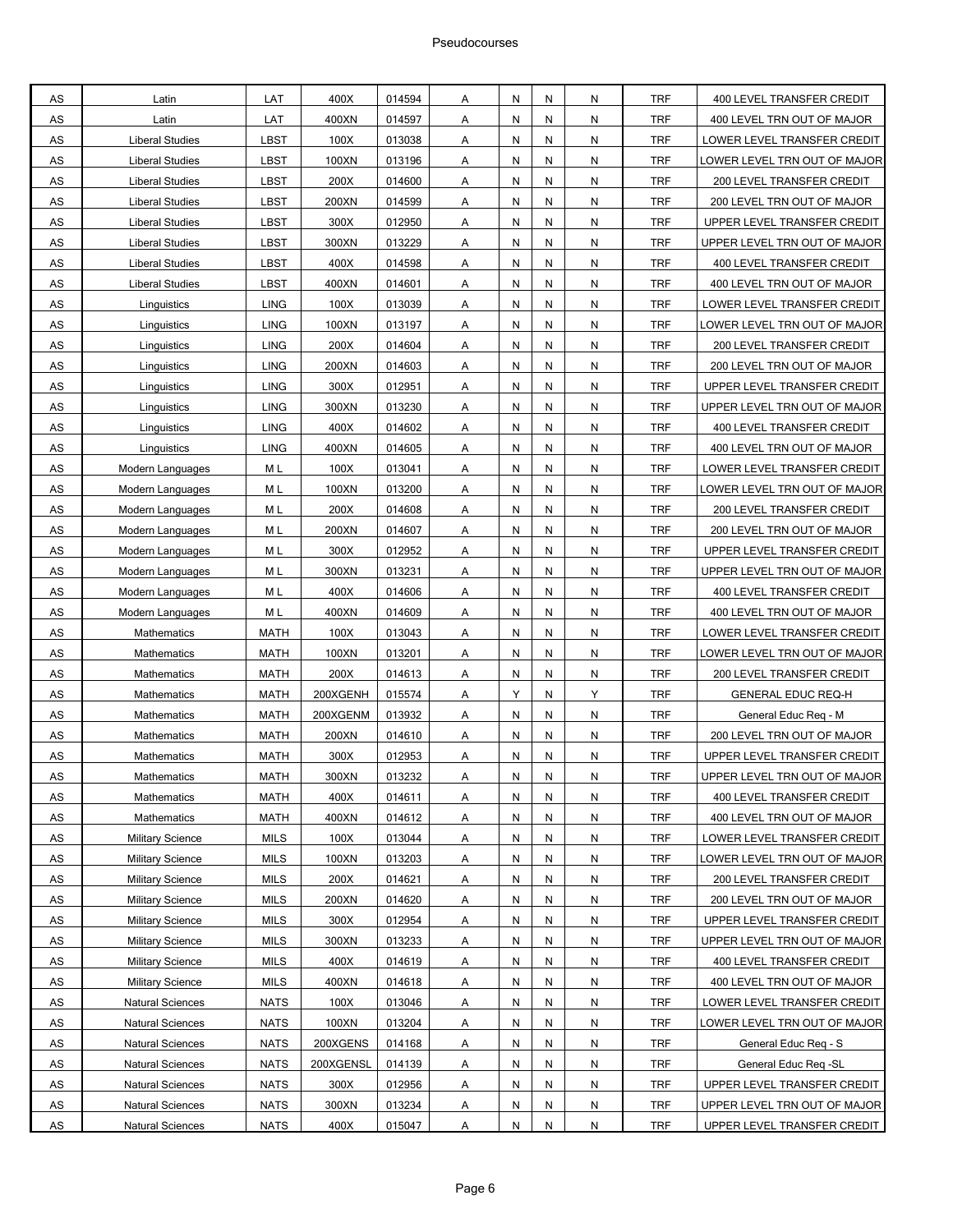| | | | | | | | | | | |
|---|---|---|---|---|---|---|---|---|---|---|
| AS | Latin | LAT | 400X | 014594 | A | N | N | N | TRF | 400 LEVEL TRANSFER CREDIT |
| AS | Latin | LAT | 400XN | 014597 | A | N | N | N | TRF | 400 LEVEL TRN OUT OF MAJOR |
| AS | Liberal Studies | LBST | 100X | 013038 | A | N | N | N | TRF | LOWER LEVEL TRANSFER CREDIT |
| AS | Liberal Studies | LBST | 100XN | 013196 | A | N | N | N | TRF | LOWER LEVEL TRN OUT OF MAJOR |
| AS | Liberal Studies | LBST | 200X | 014600 | A | N | N | N | TRF | 200 LEVEL TRANSFER CREDIT |
| AS | Liberal Studies | LBST | 200XN | 014599 | A | N | N | N | TRF | 200 LEVEL TRN OUT OF MAJOR |
| AS | Liberal Studies | LBST | 300X | 012950 | A | N | N | N | TRF | UPPER LEVEL TRANSFER CREDIT |
| AS | Liberal Studies | LBST | 300XN | 013229 | A | N | N | N | TRF | UPPER LEVEL TRN OUT OF MAJOR |
| AS | Liberal Studies | LBST | 400X | 014598 | A | N | N | N | TRF | 400 LEVEL TRANSFER CREDIT |
| AS | Liberal Studies | LBST | 400XN | 014601 | A | N | N | N | TRF | 400 LEVEL TRN OUT OF MAJOR |
| AS | Linguistics | LING | 100X | 013039 | A | N | N | N | TRF | LOWER LEVEL TRANSFER CREDIT |
| AS | Linguistics | LING | 100XN | 013197 | A | N | N | N | TRF | LOWER LEVEL TRN OUT OF MAJOR |
| AS | Linguistics | LING | 200X | 014604 | A | N | N | N | TRF | 200 LEVEL TRANSFER CREDIT |
| AS | Linguistics | LING | 200XN | 014603 | A | N | N | N | TRF | 200 LEVEL TRN OUT OF MAJOR |
| AS | Linguistics | LING | 300X | 012951 | A | N | N | N | TRF | UPPER LEVEL TRANSFER CREDIT |
| AS | Linguistics | LING | 300XN | 013230 | A | N | N | N | TRF | UPPER LEVEL TRN OUT OF MAJOR |
| AS | Linguistics | LING | 400X | 014602 | A | N | N | N | TRF | 400 LEVEL TRANSFER CREDIT |
| AS | Linguistics | LING | 400XN | 014605 | A | N | N | N | TRF | 400 LEVEL TRN OUT OF MAJOR |
| AS | Modern Languages | M L | 100X | 013041 | A | N | N | N | TRF | LOWER LEVEL TRANSFER CREDIT |
| AS | Modern Languages | M L | 100XN | 013200 | A | N | N | N | TRF | LOWER LEVEL TRN OUT OF MAJOR |
| AS | Modern Languages | M L | 200X | 014608 | A | N | N | N | TRF | 200 LEVEL TRANSFER CREDIT |
| AS | Modern Languages | M L | 200XN | 014607 | A | N | N | N | TRF | 200 LEVEL TRN OUT OF MAJOR |
| AS | Modern Languages | M L | 300X | 012952 | A | N | N | N | TRF | UPPER LEVEL TRANSFER CREDIT |
| AS | Modern Languages | M L | 300XN | 013231 | A | N | N | N | TRF | UPPER LEVEL TRN OUT OF MAJOR |
| AS | Modern Languages | M L | 400X | 014606 | A | N | N | N | TRF | 400 LEVEL TRANSFER CREDIT |
| AS | Modern Languages | M L | 400XN | 014609 | A | N | N | N | TRF | 400 LEVEL TRN OUT OF MAJOR |
| AS | Mathematics | MATH | 100X | 013043 | A | N | N | N | TRF | LOWER LEVEL TRANSFER CREDIT |
| AS | Mathematics | MATH | 100XN | 013201 | A | N | N | N | TRF | LOWER LEVEL TRN OUT OF MAJOR |
| AS | Mathematics | MATH | 200X | 014613 | A | N | N | N | TRF | 200 LEVEL TRANSFER CREDIT |
| AS | Mathematics | MATH | 200XGENH | 015574 | A | Y | N | Y | TRF | GENERAL EDUC REQ-H |
| AS | Mathematics | MATH | 200XGENM | 013932 | A | N | N | N | TRF | General Educ Req - M |
| AS | Mathematics | MATH | 200XN | 014610 | A | N | N | N | TRF | 200 LEVEL TRN OUT OF MAJOR |
| AS | Mathematics | MATH | 300X | 012953 | A | N | N | N | TRF | UPPER LEVEL TRANSFER CREDIT |
| AS | Mathematics | MATH | 300XN | 013232 | A | N | N | N | TRF | UPPER LEVEL TRN OUT OF MAJOR |
| AS | Mathematics | MATH | 400X | 014611 | A | N | N | N | TRF | 400 LEVEL TRANSFER CREDIT |
| AS | Mathematics | MATH | 400XN | 014612 | A | N | N | N | TRF | 400 LEVEL TRN OUT OF MAJOR |
| AS | Military Science | MILS | 100X | 013044 | A | N | N | N | TRF | LOWER LEVEL TRANSFER CREDIT |
| AS | Military Science | MILS | 100XN | 013203 | A | N | N | N | TRF | LOWER LEVEL TRN OUT OF MAJOR |
| AS | Military Science | MILS | 200X | 014621 | A | N | N | N | TRF | 200 LEVEL TRANSFER CREDIT |
| AS | Military Science | MILS | 200XN | 014620 | A | N | N | N | TRF | 200 LEVEL TRN OUT OF MAJOR |
| AS | Military Science | MILS | 300X | 012954 | A | N | N | N | TRF | UPPER LEVEL TRANSFER CREDIT |
| AS | Military Science | MILS | 300XN | 013233 | A | N | N | N | TRF | UPPER LEVEL TRN OUT OF MAJOR |
| AS | Military Science | MILS | 400X | 014619 | A | N | N | N | TRF | 400 LEVEL TRANSFER CREDIT |
| AS | Military Science | MILS | 400XN | 014618 | A | N | N | N | TRF | 400 LEVEL TRN OUT OF MAJOR |
| AS | Natural Sciences | NATS | 100X | 013046 | A | N | N | N | TRF | LOWER LEVEL TRANSFER CREDIT |
| AS | Natural Sciences | NATS | 100XN | 013204 | A | N | N | N | TRF | LOWER LEVEL TRN OUT OF MAJOR |
| AS | Natural Sciences | NATS | 200XGENS | 014168 | A | N | N | N | TRF | General Educ Req - S |
| AS | Natural Sciences | NATS | 200XGENSL | 014139 | A | N | N | N | TRF | General Educ Req -SL |
| AS | Natural Sciences | NATS | 300X | 012956 | A | N | N | N | TRF | UPPER LEVEL TRANSFER CREDIT |
| AS | Natural Sciences | NATS | 300XN | 013234 | A | N | N | N | TRF | UPPER LEVEL TRN OUT OF MAJOR |
| AS | Natural Sciences | NATS | 400X | 015047 | A | N | N | N | TRF | UPPER LEVEL TRANSFER CREDIT |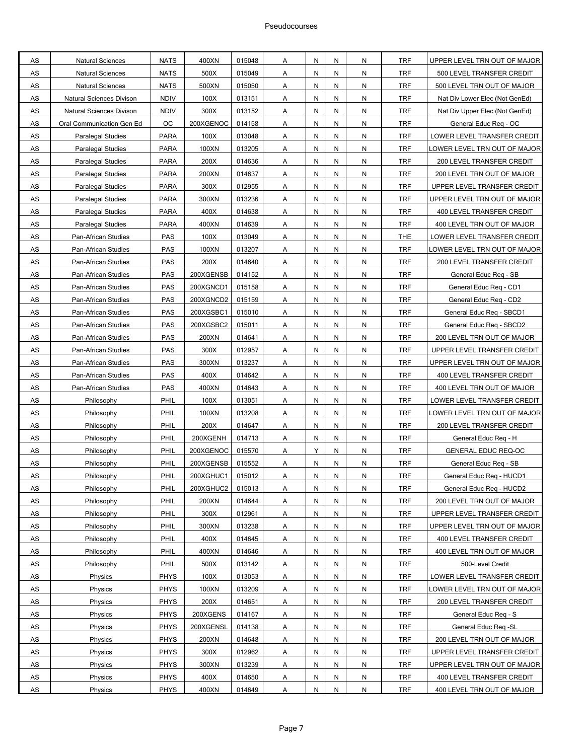| | | | | | | | | | | |
|---|---|---|---|---|---|---|---|---|---|---|
| AS | Natural Sciences | NATS | 400XN | 015048 | A | N | N | N | TRF | UPPER LEVEL TRN OUT OF MAJOR |
| AS | Natural Sciences | NATS | 500X | 015049 | A | N | N | N | TRF | 500 LEVEL TRANSFER CREDIT |
| AS | Natural Sciences | NATS | 500XN | 015050 | A | N | N | N | TRF | 500 LEVEL TRN OUT OF MAJOR |
| AS | Natural Sciences Divison | NDIV | 100X | 013151 | A | N | N | N | TRF | Nat Div Lower Elec (Not GenEd) |
| AS | Natural Sciences Divison | NDIV | 300X | 013152 | A | N | N | N | TRF | Nat Div Upper Elec (Not GenEd) |
| AS | Oral Communication Gen Ed | OC | 200XGENOC | 014158 | A | N | N | N | TRF | General Educ Req - OC |
| AS | Paralegal Studies | PARA | 100X | 013048 | A | N | N | N | TRF | LOWER LEVEL TRANSFER CREDIT |
| AS | Paralegal Studies | PARA | 100XN | 013205 | A | N | N | N | TRF | LOWER LEVEL TRN OUT OF MAJOR |
| AS | Paralegal Studies | PARA | 200X | 014636 | A | N | N | N | TRF | 200 LEVEL TRANSFER CREDIT |
| AS | Paralegal Studies | PARA | 200XN | 014637 | A | N | N | N | TRF | 200 LEVEL TRN OUT OF MAJOR |
| AS | Paralegal Studies | PARA | 300X | 012955 | A | N | N | N | TRF | UPPER LEVEL TRANSFER CREDIT |
| AS | Paralegal Studies | PARA | 300XN | 013236 | A | N | N | N | TRF | UPPER LEVEL TRN OUT OF MAJOR |
| AS | Paralegal Studies | PARA | 400X | 014638 | A | N | N | N | TRF | 400 LEVEL TRANSFER CREDIT |
| AS | Paralegal Studies | PARA | 400XN | 014639 | A | N | N | N | TRF | 400 LEVEL TRN OUT OF MAJOR |
| AS | Pan-African Studies | PAS | 100X | 013049 | A | N | N | N | THE | LOWER LEVEL TRANSFER CREDIT |
| AS | Pan-African Studies | PAS | 100XN | 013207 | A | N | N | N | TRF | LOWER LEVEL TRN OUT OF MAJOR |
| AS | Pan-African Studies | PAS | 200X | 014640 | A | N | N | N | TRF | 200 LEVEL TRANSFER CREDIT |
| AS | Pan-African Studies | PAS | 200XGENSB | 014152 | A | N | N | N | TRF | General Educ Req - SB |
| AS | Pan-African Studies | PAS | 200XGNCD1 | 015158 | A | N | N | N | TRF | General Educ Req - CD1 |
| AS | Pan-African Studies | PAS | 200XGNCD2 | 015159 | A | N | N | N | TRF | General Educ Req - CD2 |
| AS | Pan-African Studies | PAS | 200XGSBC1 | 015010 | A | N | N | N | TRF | General Educ Req - SBCD1 |
| AS | Pan-African Studies | PAS | 200XGSBC2 | 015011 | A | N | N | N | TRF | General Educ Req - SBCD2 |
| AS | Pan-African Studies | PAS | 200XN | 014641 | A | N | N | N | TRF | 200 LEVEL TRN OUT OF MAJOR |
| AS | Pan-African Studies | PAS | 300X | 012957 | A | N | N | N | TRF | UPPER LEVEL TRANSFER CREDIT |
| AS | Pan-African Studies | PAS | 300XN | 013237 | A | N | N | N | TRF | UPPER LEVEL TRN OUT OF MAJOR |
| AS | Pan-African Studies | PAS | 400X | 014642 | A | N | N | N | TRF | 400 LEVEL TRANSFER CREDIT |
| AS | Pan-African Studies | PAS | 400XN | 014643 | A | N | N | N | TRF | 400 LEVEL TRN OUT OF MAJOR |
| AS | Philosophy | PHIL | 100X | 013051 | A | N | N | N | TRF | LOWER LEVEL TRANSFER CREDIT |
| AS | Philosophy | PHIL | 100XN | 013208 | A | N | N | N | TRF | LOWER LEVEL TRN OUT OF MAJOR |
| AS | Philosophy | PHIL | 200X | 014647 | A | N | N | N | TRF | 200 LEVEL TRANSFER CREDIT |
| AS | Philosophy | PHIL | 200XGENH | 014713 | A | N | N | N | TRF | General Educ Req - H |
| AS | Philosophy | PHIL | 200XGENOC | 015570 | A | Y | N | N | TRF | GENERAL EDUC REQ-OC |
| AS | Philosophy | PHIL | 200XGENSB | 015552 | A | N | N | N | TRF | General Educ Req - SB |
| AS | Philosophy | PHIL | 200XGHUC1 | 015012 | A | N | N | N | TRF | General Educ Req - HUCD1 |
| AS | Philosophy | PHIL | 200XGHUC2 | 015013 | A | N | N | N | TRF | General Educ Req - HUCD2 |
| AS | Philosophy | PHIL | 200XN | 014644 | A | N | N | N | TRF | 200 LEVEL TRN OUT OF MAJOR |
| AS | Philosophy | PHIL | 300X | 012961 | A | N | N | N | TRF | UPPER LEVEL TRANSFER CREDIT |
| AS | Philosophy | PHIL | 300XN | 013238 | A | N | N | N | TRF | UPPER LEVEL TRN OUT OF MAJOR |
| AS | Philosophy | PHIL | 400X | 014645 | A | N | N | N | TRF | 400 LEVEL TRANSFER CREDIT |
| AS | Philosophy | PHIL | 400XN | 014646 | A | N | N | N | TRF | 400 LEVEL TRN OUT OF MAJOR |
| AS | Philosophy | PHIL | 500X | 013142 | A | N | N | N | TRF | 500-Level Credit |
| AS | Physics | PHYS | 100X | 013053 | A | N | N | N | TRF | LOWER LEVEL TRANSFER CREDIT |
| AS | Physics | PHYS | 100XN | 013209 | A | N | N | N | TRF | LOWER LEVEL TRN OUT OF MAJOR |
| AS | Physics | PHYS | 200X | 014651 | A | N | N | N | TRF | 200 LEVEL TRANSFER CREDIT |
| AS | Physics | PHYS | 200XGENS | 014167 | A | N | N | N | TRF | General Educ Req - S |
| AS | Physics | PHYS | 200XGENSL | 014138 | A | N | N | N | TRF | General Educ Req -SL |
| AS | Physics | PHYS | 200XN | 014648 | A | N | N | N | TRF | 200 LEVEL TRN OUT OF MAJOR |
| AS | Physics | PHYS | 300X | 012962 | A | N | N | N | TRF | UPPER LEVEL TRANSFER CREDIT |
| AS | Physics | PHYS | 300XN | 013239 | A | N | N | N | TRF | UPPER LEVEL TRN OUT OF MAJOR |
| AS | Physics | PHYS | 400X | 014650 | A | N | N | N | TRF | 400 LEVEL TRANSFER CREDIT |
| AS | Physics | PHYS | 400XN | 014649 | A | N | N | N | TRF | 400 LEVEL TRN OUT OF MAJOR |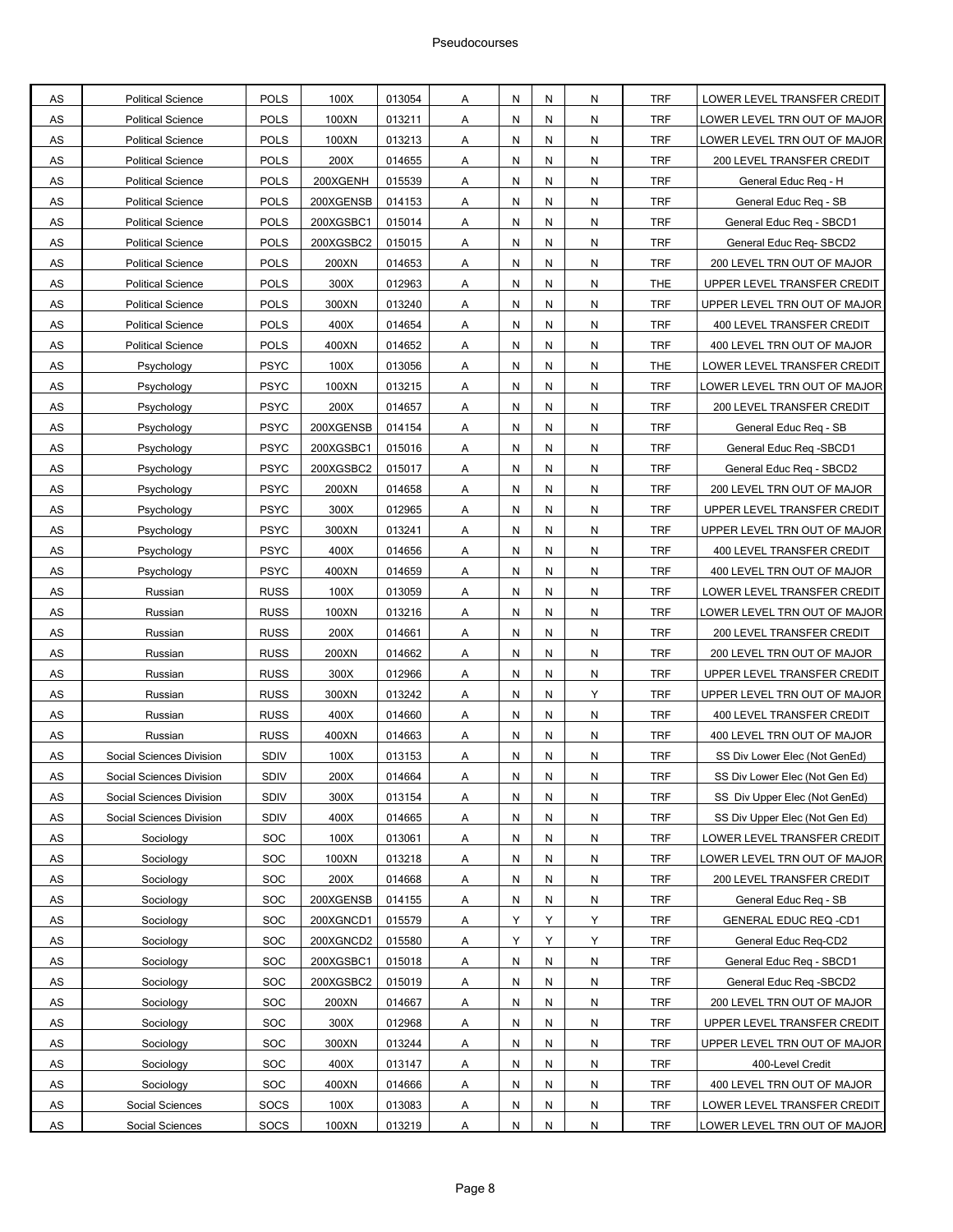| | | | | | | | | | | |
|---|---|---|---|---|---|---|---|---|---|---|
| AS | Political Science | POLS | 100X | 013054 | A | N | N | N | TRF | LOWER LEVEL TRANSFER CREDIT |
| AS | Political Science | POLS | 100XN | 013211 | A | N | N | N | TRF | LOWER LEVEL TRN OUT OF MAJOR |
| AS | Political Science | POLS | 100XN | 013213 | A | N | N | N | TRF | LOWER LEVEL TRN OUT OF MAJOR |
| AS | Political Science | POLS | 200X | 014655 | A | N | N | N | TRF | 200 LEVEL TRANSFER CREDIT |
| AS | Political Science | POLS | 200XGENH | 015539 | A | N | N | N | TRF | General Educ Req - H |
| AS | Political Science | POLS | 200XGENSB | 014153 | A | N | N | N | TRF | General Educ Req - SB |
| AS | Political Science | POLS | 200XGSBC1 | 015014 | A | N | N | N | TRF | General Educ Req - SBCD1 |
| AS | Political Science | POLS | 200XGSBC2 | 015015 | A | N | N | N | TRF | General Educ Req- SBCD2 |
| AS | Political Science | POLS | 200XN | 014653 | A | N | N | N | TRF | 200 LEVEL TRN OUT OF MAJOR |
| AS | Political Science | POLS | 300X | 012963 | A | N | N | N | THE | UPPER LEVEL TRANSFER CREDIT |
| AS | Political Science | POLS | 300XN | 013240 | A | N | N | N | TRF | UPPER LEVEL TRN OUT OF MAJOR |
| AS | Political Science | POLS | 400X | 014654 | A | N | N | N | TRF | 400 LEVEL TRANSFER CREDIT |
| AS | Political Science | POLS | 400XN | 014652 | A | N | N | N | TRF | 400 LEVEL TRN OUT OF MAJOR |
| AS | Psychology | PSYC | 100X | 013056 | A | N | N | N | THE | LOWER LEVEL TRANSFER CREDIT |
| AS | Psychology | PSYC | 100XN | 013215 | A | N | N | N | TRF | LOWER LEVEL TRN OUT OF MAJOR |
| AS | Psychology | PSYC | 200X | 014657 | A | N | N | N | TRF | 200 LEVEL TRANSFER CREDIT |
| AS | Psychology | PSYC | 200XGENSB | 014154 | A | N | N | N | TRF | General Educ Req - SB |
| AS | Psychology | PSYC | 200XGSBC1 | 015016 | A | N | N | N | TRF | General Educ Req -SBCD1 |
| AS | Psychology | PSYC | 200XGSBC2 | 015017 | A | N | N | N | TRF | General Educ Req - SBCD2 |
| AS | Psychology | PSYC | 200XN | 014658 | A | N | N | N | TRF | 200 LEVEL TRN OUT OF MAJOR |
| AS | Psychology | PSYC | 300X | 012965 | A | N | N | N | TRF | UPPER LEVEL TRANSFER CREDIT |
| AS | Psychology | PSYC | 300XN | 013241 | A | N | N | N | TRF | UPPER LEVEL TRN OUT OF MAJOR |
| AS | Psychology | PSYC | 400X | 014656 | A | N | N | N | TRF | 400 LEVEL TRANSFER CREDIT |
| AS | Psychology | PSYC | 400XN | 014659 | A | N | N | N | TRF | 400 LEVEL TRN OUT OF MAJOR |
| AS | Russian | RUSS | 100X | 013059 | A | N | N | N | TRF | LOWER LEVEL TRANSFER CREDIT |
| AS | Russian | RUSS | 100XN | 013216 | A | N | N | N | TRF | LOWER LEVEL TRN OUT OF MAJOR |
| AS | Russian | RUSS | 200X | 014661 | A | N | N | N | TRF | 200 LEVEL TRANSFER CREDIT |
| AS | Russian | RUSS | 200XN | 014662 | A | N | N | N | TRF | 200 LEVEL TRN OUT OF MAJOR |
| AS | Russian | RUSS | 300X | 012966 | A | N | N | N | TRF | UPPER LEVEL TRANSFER CREDIT |
| AS | Russian | RUSS | 300XN | 013242 | A | N | N | Y | TRF | UPPER LEVEL TRN OUT OF MAJOR |
| AS | Russian | RUSS | 400X | 014660 | A | N | N | N | TRF | 400 LEVEL TRANSFER CREDIT |
| AS | Russian | RUSS | 400XN | 014663 | A | N | N | N | TRF | 400 LEVEL TRN OUT OF MAJOR |
| AS | Social Sciences Division | SDIV | 100X | 013153 | A | N | N | N | TRF | SS Div Lower Elec (Not GenEd) |
| AS | Social Sciences Division | SDIV | 200X | 014664 | A | N | N | N | TRF | SS Div Lower Elec (Not Gen Ed) |
| AS | Social Sciences Division | SDIV | 300X | 013154 | A | N | N | N | TRF | SS Div Upper Elec (Not GenEd) |
| AS | Social Sciences Division | SDIV | 400X | 014665 | A | N | N | N | TRF | SS Div Upper Elec (Not Gen Ed) |
| AS | Sociology | SOC | 100X | 013061 | A | N | N | N | TRF | LOWER LEVEL TRANSFER CREDIT |
| AS | Sociology | SOC | 100XN | 013218 | A | N | N | N | TRF | LOWER LEVEL TRN OUT OF MAJOR |
| AS | Sociology | SOC | 200X | 014668 | A | N | N | N | TRF | 200 LEVEL TRANSFER CREDIT |
| AS | Sociology | SOC | 200XGENSB | 014155 | A | N | N | N | TRF | General Educ Req - SB |
| AS | Sociology | SOC | 200XGNCD1 | 015579 | A | Y | Y | Y | TRF | GENERAL EDUC REQ -CD1 |
| AS | Sociology | SOC | 200XGNCD2 | 015580 | A | Y | Y | Y | TRF | General Educ Req-CD2 |
| AS | Sociology | SOC | 200XGSBC1 | 015018 | A | N | N | N | TRF | General Educ Req - SBCD1 |
| AS | Sociology | SOC | 200XGSBC2 | 015019 | A | N | N | N | TRF | General Educ Req -SBCD2 |
| AS | Sociology | SOC | 200XN | 014667 | A | N | N | N | TRF | 200 LEVEL TRN OUT OF MAJOR |
| AS | Sociology | SOC | 300X | 012968 | A | N | N | N | TRF | UPPER LEVEL TRANSFER CREDIT |
| AS | Sociology | SOC | 300XN | 013244 | A | N | N | N | TRF | UPPER LEVEL TRN OUT OF MAJOR |
| AS | Sociology | SOC | 400X | 013147 | A | N | N | N | TRF | 400-Level Credit |
| AS | Sociology | SOC | 400XN | 014666 | A | N | N | N | TRF | 400 LEVEL TRN OUT OF MAJOR |
| AS | Social Sciences | SOCS | 100X | 013083 | A | N | N | N | TRF | LOWER LEVEL TRANSFER CREDIT |
| AS | Social Sciences | SOCS | 100XN | 013219 | A | N | N | N | TRF | LOWER LEVEL TRN OUT OF MAJOR |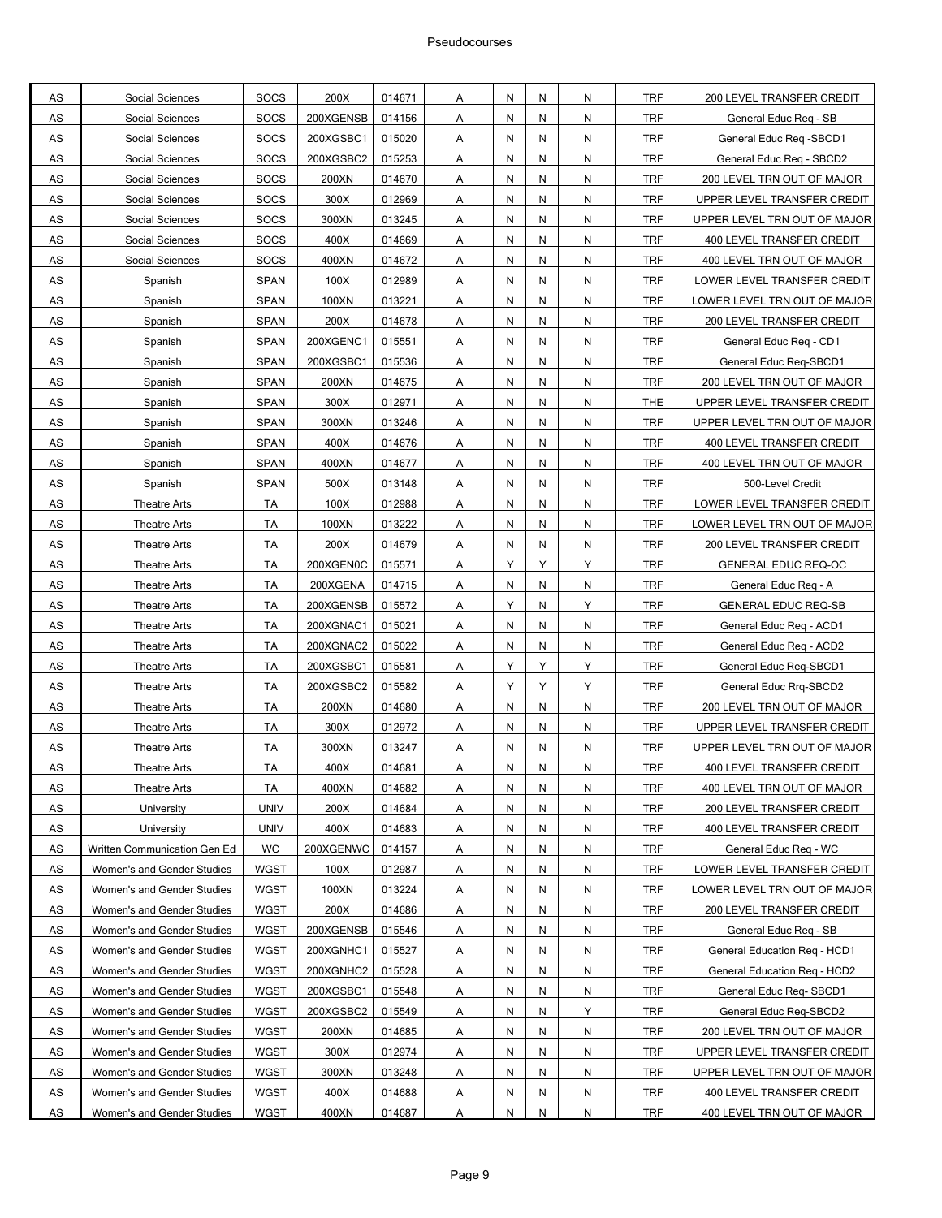| | | | | | | | | | | |
|---|---|---|---|---|---|---|---|---|---|---|
| AS | Social Sciences | SOCS | 200X | 014671 | A | N | N | N | TRF | 200 LEVEL TRANSFER CREDIT |
| AS | Social Sciences | SOCS | 200XGENSB | 014156 | A | N | N | N | TRF | General Educ Req - SB |
| AS | Social Sciences | SOCS | 200XGSBC1 | 015020 | A | N | N | N | TRF | General Educ Req -SBCD1 |
| AS | Social Sciences | SOCS | 200XGSBC2 | 015253 | A | N | N | N | TRF | General Educ Req - SBCD2 |
| AS | Social Sciences | SOCS | 200XN | 014670 | A | N | N | N | TRF | 200 LEVEL TRN OUT OF MAJOR |
| AS | Social Sciences | SOCS | 300X | 012969 | A | N | N | N | TRF | UPPER LEVEL TRANSFER CREDIT |
| AS | Social Sciences | SOCS | 300XN | 013245 | A | N | N | N | TRF | UPPER LEVEL TRN OUT OF MAJOR |
| AS | Social Sciences | SOCS | 400X | 014669 | A | N | N | N | TRF | 400 LEVEL TRANSFER CREDIT |
| AS | Social Sciences | SOCS | 400XN | 014672 | A | N | N | N | TRF | 400 LEVEL TRN OUT OF MAJOR |
| AS | Spanish | SPAN | 100X | 012989 | A | N | N | N | TRF | LOWER LEVEL TRANSFER CREDIT |
| AS | Spanish | SPAN | 100XN | 013221 | A | N | N | N | TRF | LOWER LEVEL TRN OUT OF MAJOR |
| AS | Spanish | SPAN | 200X | 014678 | A | N | N | N | TRF | 200 LEVEL TRANSFER CREDIT |
| AS | Spanish | SPAN | 200XGENC1 | 015551 | A | N | N | N | TRF | General Educ Req - CD1 |
| AS | Spanish | SPAN | 200XGSBC1 | 015536 | A | N | N | N | TRF | General Educ Req-SBCD1 |
| AS | Spanish | SPAN | 200XN | 014675 | A | N | N | N | TRF | 200 LEVEL TRN OUT OF MAJOR |
| AS | Spanish | SPAN | 300X | 012971 | A | N | N | N | THE | UPPER LEVEL TRANSFER CREDIT |
| AS | Spanish | SPAN | 300XN | 013246 | A | N | N | N | TRF | UPPER LEVEL TRN OUT OF MAJOR |
| AS | Spanish | SPAN | 400X | 014676 | A | N | N | N | TRF | 400 LEVEL TRANSFER CREDIT |
| AS | Spanish | SPAN | 400XN | 014677 | A | N | N | N | TRF | 400 LEVEL TRN OUT OF MAJOR |
| AS | Spanish | SPAN | 500X | 013148 | A | N | N | N | TRF | 500-Level Credit |
| AS | Theatre Arts | TA | 100X | 012988 | A | N | N | N | TRF | LOWER LEVEL TRANSFER CREDIT |
| AS | Theatre Arts | TA | 100XN | 013222 | A | N | N | N | TRF | LOWER LEVEL TRN OUT OF MAJOR |
| AS | Theatre Arts | TA | 200X | 014679 | A | N | N | N | TRF | 200 LEVEL TRANSFER CREDIT |
| AS | Theatre Arts | TA | 200XGEN0C | 015571 | A | Y | Y | Y | TRF | GENERAL EDUC REQ-OC |
| AS | Theatre Arts | TA | 200XGENA | 014715 | A | N | N | N | TRF | General Educ Req - A |
| AS | Theatre Arts | TA | 200XGENSB | 015572 | A | Y | N | Y | TRF | GENERAL EDUC REQ-SB |
| AS | Theatre Arts | TA | 200XGNAC1 | 015021 | A | N | N | N | TRF | General Educ Req - ACD1 |
| AS | Theatre Arts | TA | 200XGNAC2 | 015022 | A | N | N | N | TRF | General Educ Req - ACD2 |
| AS | Theatre Arts | TA | 200XGSBC1 | 015581 | A | Y | Y | Y | TRF | General Educ Req-SBCD1 |
| AS | Theatre Arts | TA | 200XGSBC2 | 015582 | A | Y | Y | Y | TRF | General Educ Rrq-SBCD2 |
| AS | Theatre Arts | TA | 200XN | 014680 | A | N | N | N | TRF | 200 LEVEL TRN OUT OF MAJOR |
| AS | Theatre Arts | TA | 300X | 012972 | A | N | N | N | TRF | UPPER LEVEL TRANSFER CREDIT |
| AS | Theatre Arts | TA | 300XN | 013247 | A | N | N | N | TRF | UPPER LEVEL TRN OUT OF MAJOR |
| AS | Theatre Arts | TA | 400X | 014681 | A | N | N | N | TRF | 400 LEVEL TRANSFER CREDIT |
| AS | Theatre Arts | TA | 400XN | 014682 | A | N | N | N | TRF | 400 LEVEL TRN OUT OF MAJOR |
| AS | University | UNIV | 200X | 014684 | A | N | N | N | TRF | 200 LEVEL TRANSFER CREDIT |
| AS | University | UNIV | 400X | 014683 | A | N | N | N | TRF | 400 LEVEL TRANSFER CREDIT |
| AS | Written Communication Gen Ed | WC | 200XGENWC | 014157 | A | N | N | N | TRF | General Educ Req - WC |
| AS | Women's and Gender Studies | WGST | 100X | 012987 | A | N | N | N | TRF | LOWER LEVEL TRANSFER CREDIT |
| AS | Women's and Gender Studies | WGST | 100XN | 013224 | A | N | N | N | TRF | LOWER LEVEL TRN OUT OF MAJOR |
| AS | Women's and Gender Studies | WGST | 200X | 014686 | A | N | N | N | TRF | 200 LEVEL TRANSFER CREDIT |
| AS | Women's and Gender Studies | WGST | 200XGENSB | 015546 | A | N | N | N | TRF | General Educ Req - SB |
| AS | Women's and Gender Studies | WGST | 200XGNHC1 | 015527 | A | N | N | N | TRF | General Education Req - HCD1 |
| AS | Women's and Gender Studies | WGST | 200XGNHC2 | 015528 | A | N | N | N | TRF | General Education Req - HCD2 |
| AS | Women's and Gender Studies | WGST | 200XGSBC1 | 015548 | A | N | N | N | TRF | General Educ Req- SBCD1 |
| AS | Women's and Gender Studies | WGST | 200XGSBC2 | 015549 | A | N | N | Y | TRF | General Educ Req-SBCD2 |
| AS | Women's and Gender Studies | WGST | 200XN | 014685 | A | N | N | N | TRF | 200 LEVEL TRN OUT OF MAJOR |
| AS | Women's and Gender Studies | WGST | 300X | 012974 | A | N | N | N | TRF | UPPER LEVEL TRANSFER CREDIT |
| AS | Women's and Gender Studies | WGST | 300XN | 013248 | A | N | N | N | TRF | UPPER LEVEL TRN OUT OF MAJOR |
| AS | Women's and Gender Studies | WGST | 400X | 014688 | A | N | N | N | TRF | 400 LEVEL TRANSFER CREDIT |
| AS | Women's and Gender Studies | WGST | 400XN | 014687 | A | N | N | N | TRF | 400 LEVEL TRN OUT OF MAJOR |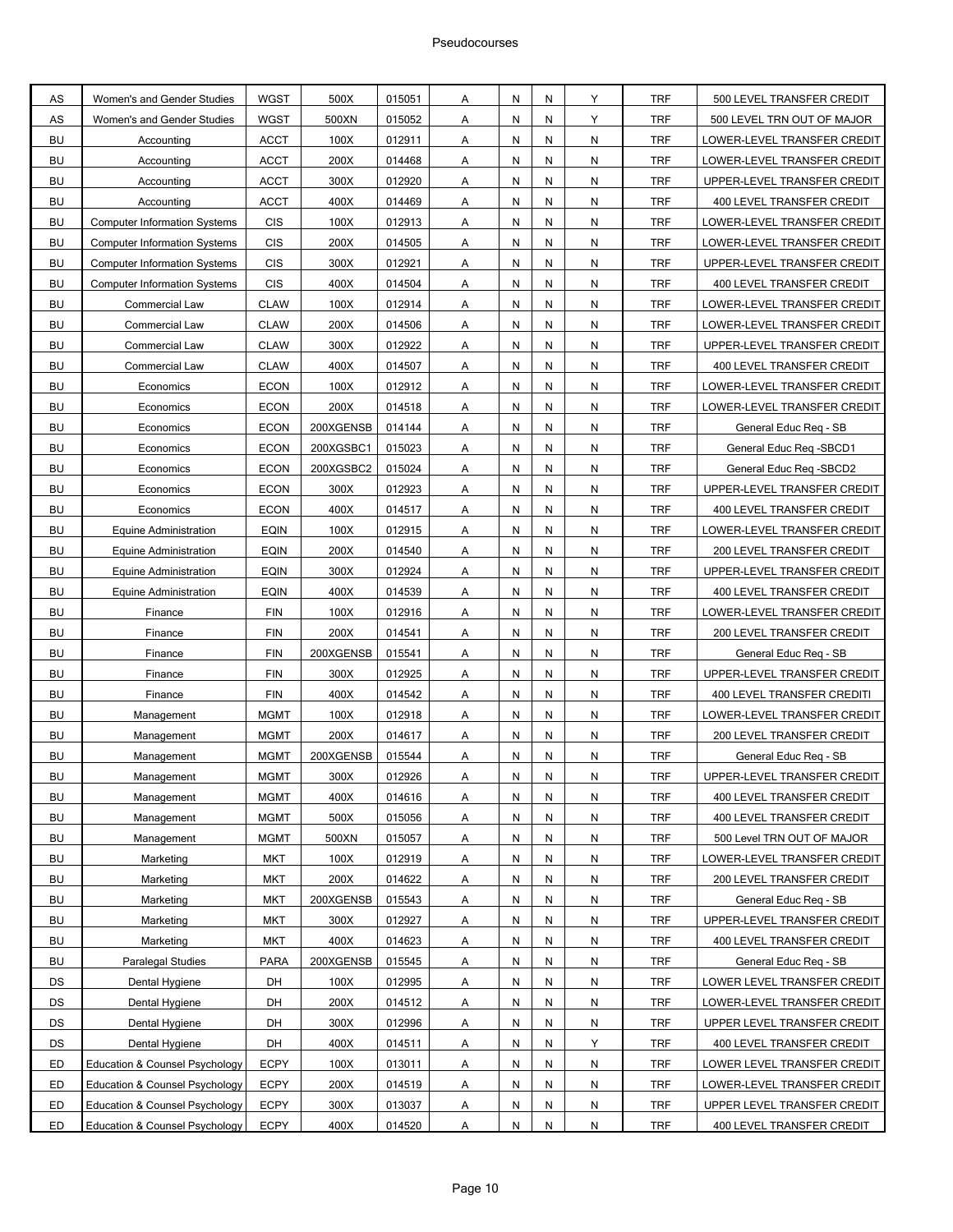| | | | | | | | | | | |
|---|---|---|---|---|---|---|---|---|---|---|
| AS | Women's and Gender Studies | WGST | 500X | 015051 | A | N | N | Y | TRF | 500 LEVEL TRANSFER CREDIT |
| AS | Women's and Gender Studies | WGST | 500XN | 015052 | A | N | N | Y | TRF | 500 LEVEL TRN OUT OF MAJOR |
| BU | Accounting | ACCT | 100X | 012911 | A | N | N | N | TRF | LOWER-LEVEL TRANSFER CREDIT |
| BU | Accounting | ACCT | 200X | 014468 | A | N | N | N | TRF | LOWER-LEVEL TRANSFER CREDIT |
| BU | Accounting | ACCT | 300X | 012920 | A | N | N | N | TRF | UPPER-LEVEL TRANSFER CREDIT |
| BU | Accounting | ACCT | 400X | 014469 | A | N | N | N | TRF | 400 LEVEL TRANSFER CREDIT |
| BU | Computer Information Systems | CIS | 100X | 012913 | A | N | N | N | TRF | LOWER-LEVEL TRANSFER CREDIT |
| BU | Computer Information Systems | CIS | 200X | 014505 | A | N | N | N | TRF | LOWER-LEVEL TRANSFER CREDIT |
| BU | Computer Information Systems | CIS | 300X | 012921 | A | N | N | N | TRF | UPPER-LEVEL TRANSFER CREDIT |
| BU | Computer Information Systems | CIS | 400X | 014504 | A | N | N | N | TRF | 400 LEVEL TRANSFER CREDIT |
| BU | Commercial Law | CLAW | 100X | 012914 | A | N | N | N | TRF | LOWER-LEVEL TRANSFER CREDIT |
| BU | Commercial Law | CLAW | 200X | 014506 | A | N | N | N | TRF | LOWER-LEVEL TRANSFER CREDIT |
| BU | Commercial Law | CLAW | 300X | 012922 | A | N | N | N | TRF | UPPER-LEVEL TRANSFER CREDIT |
| BU | Commercial Law | CLAW | 400X | 014507 | A | N | N | N | TRF | 400 LEVEL TRANSFER CREDIT |
| BU | Economics | ECON | 100X | 012912 | A | N | N | N | TRF | LOWER-LEVEL TRANSFER CREDIT |
| BU | Economics | ECON | 200X | 014518 | A | N | N | N | TRF | LOWER-LEVEL TRANSFER CREDIT |
| BU | Economics | ECON | 200XGENSB | 014144 | A | N | N | N | TRF | General Educ Req - SB |
| BU | Economics | ECON | 200XGSBC1 | 015023 | A | N | N | N | TRF | General Educ Req -SBCD1 |
| BU | Economics | ECON | 200XGSBC2 | 015024 | A | N | N | N | TRF | General Educ Req -SBCD2 |
| BU | Economics | ECON | 300X | 012923 | A | N | N | N | TRF | UPPER-LEVEL TRANSFER CREDIT |
| BU | Economics | ECON | 400X | 014517 | A | N | N | N | TRF | 400 LEVEL TRANSFER CREDIT |
| BU | Equine Administration | EQIN | 100X | 012915 | A | N | N | N | TRF | LOWER-LEVEL TRANSFER CREDIT |
| BU | Equine Administration | EQIN | 200X | 014540 | A | N | N | N | TRF | 200 LEVEL TRANSFER CREDIT |
| BU | Equine Administration | EQIN | 300X | 012924 | A | N | N | N | TRF | UPPER-LEVEL TRANSFER CREDIT |
| BU | Equine Administration | EQIN | 400X | 014539 | A | N | N | N | TRF | 400 LEVEL TRANSFER CREDIT |
| BU | Finance | FIN | 100X | 012916 | A | N | N | N | TRF | LOWER-LEVEL TRANSFER CREDIT |
| BU | Finance | FIN | 200X | 014541 | A | N | N | N | TRF | 200 LEVEL TRANSFER CREDIT |
| BU | Finance | FIN | 200XGENSB | 015541 | A | N | N | N | TRF | General Educ Req - SB |
| BU | Finance | FIN | 300X | 012925 | A | N | N | N | TRF | UPPER-LEVEL TRANSFER CREDIT |
| BU | Finance | FIN | 400X | 014542 | A | N | N | N | TRF | 400 LEVEL TRANSFER CREDITI |
| BU | Management | MGMT | 100X | 012918 | A | N | N | N | TRF | LOWER-LEVEL TRANSFER CREDIT |
| BU | Management | MGMT | 200X | 014617 | A | N | N | N | TRF | 200 LEVEL TRANSFER CREDIT |
| BU | Management | MGMT | 200XGENSB | 015544 | A | N | N | N | TRF | General Educ Req - SB |
| BU | Management | MGMT | 300X | 012926 | A | N | N | N | TRF | UPPER-LEVEL TRANSFER CREDIT |
| BU | Management | MGMT | 400X | 014616 | A | N | N | N | TRF | 400 LEVEL TRANSFER CREDIT |
| BU | Management | MGMT | 500X | 015056 | A | N | N | N | TRF | 400 LEVEL TRANSFER CREDIT |
| BU | Management | MGMT | 500XN | 015057 | A | N | N | N | TRF | 500 Level TRN OUT OF MAJOR |
| BU | Marketing | MKT | 100X | 012919 | A | N | N | N | TRF | LOWER-LEVEL TRANSFER CREDIT |
| BU | Marketing | MKT | 200X | 014622 | A | N | N | N | TRF | 200 LEVEL TRANSFER CREDIT |
| BU | Marketing | MKT | 200XGENSB | 015543 | A | N | N | N | TRF | General Educ Req - SB |
| BU | Marketing | MKT | 300X | 012927 | A | N | N | N | TRF | UPPER-LEVEL TRANSFER CREDIT |
| BU | Marketing | MKT | 400X | 014623 | A | N | N | N | TRF | 400 LEVEL TRANSFER CREDIT |
| BU | Paralegal Studies | PARA | 200XGENSB | 015545 | A | N | N | N | TRF | General Educ Req - SB |
| DS | Dental Hygiene | DH | 100X | 012995 | A | N | N | N | TRF | LOWER LEVEL TRANSFER CREDIT |
| DS | Dental Hygiene | DH | 200X | 014512 | A | N | N | N | TRF | LOWER-LEVEL TRANSFER CREDIT |
| DS | Dental Hygiene | DH | 300X | 012996 | A | N | N | N | TRF | UPPER LEVEL TRANSFER CREDIT |
| DS | Dental Hygiene | DH | 400X | 014511 | A | N | N | Y | TRF | 400 LEVEL TRANSFER CREDIT |
| ED | Education & Counsel Psychology | ECPY | 100X | 013011 | A | N | N | N | TRF | LOWER LEVEL TRANSFER CREDIT |
| ED | Education & Counsel Psychology | ECPY | 200X | 014519 | A | N | N | N | TRF | LOWER-LEVEL TRANSFER CREDIT |
| ED | Education & Counsel Psychology | ECPY | 300X | 013037 | A | N | N | N | TRF | UPPER LEVEL TRANSFER CREDIT |
| ED | Education & Counsel Psychology | ECPY | 400X | 014520 | A | N | N | N | TRF | 400 LEVEL TRANSFER CREDIT |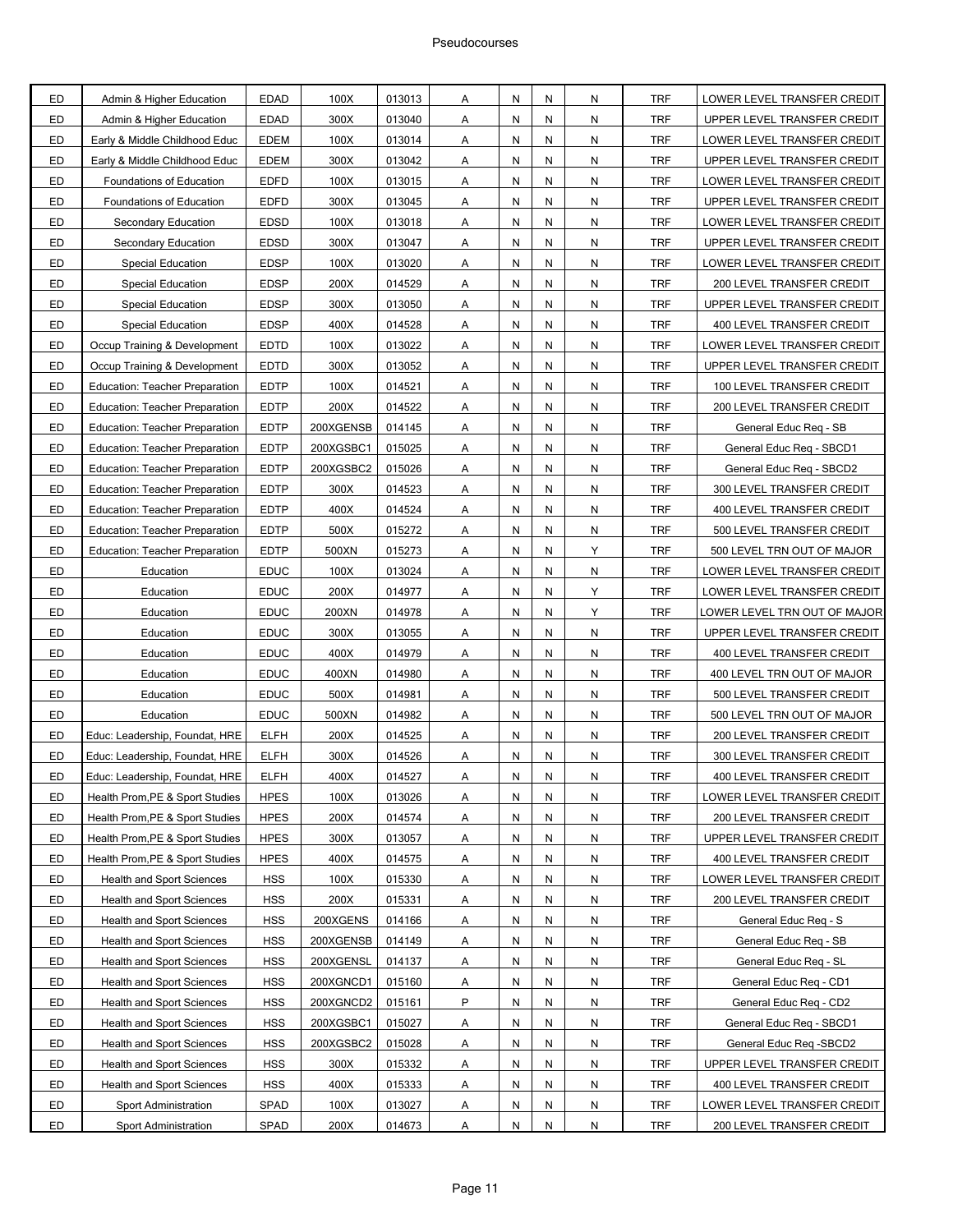| ED | Admin & Higher Education | EDAD | 100X | 013013 | A | N | N | N | TRF | LOWER LEVEL TRANSFER CREDIT |
|---|---|---|---|---|---|---|---|---|---|---|
| ED | Admin & Higher Education | EDAD | 300X | 013040 | A | N | N | N | TRF | UPPER LEVEL TRANSFER CREDIT |
| ED | Early & Middle Childhood Educ | EDEM | 100X | 013014 | A | N | N | N | TRF | LOWER LEVEL TRANSFER CREDIT |
| ED | Early & Middle Childhood Educ | EDEM | 300X | 013042 | A | N | N | N | TRF | UPPER LEVEL TRANSFER CREDIT |
| ED | Foundations of Education | EDFD | 100X | 013015 | A | N | N | N | TRF | LOWER LEVEL TRANSFER CREDIT |
| ED | Foundations of Education | EDFD | 300X | 013045 | A | N | N | N | TRF | UPPER LEVEL TRANSFER CREDIT |
| ED | Secondary Education | EDSD | 100X | 013018 | A | N | N | N | TRF | LOWER LEVEL TRANSFER CREDIT |
| ED | Secondary Education | EDSD | 300X | 013047 | A | N | N | N | TRF | UPPER LEVEL TRANSFER CREDIT |
| ED | Special Education | EDSP | 100X | 013020 | A | N | N | N | TRF | LOWER LEVEL TRANSFER CREDIT |
| ED | Special Education | EDSP | 200X | 014529 | A | N | N | N | TRF | 200 LEVEL TRANSFER CREDIT |
| ED | Special Education | EDSP | 300X | 013050 | A | N | N | N | TRF | UPPER LEVEL TRANSFER CREDIT |
| ED | Special Education | EDSP | 400X | 014528 | A | N | N | N | TRF | 400 LEVEL TRANSFER CREDIT |
| ED | Occup Training & Development | EDTD | 100X | 013022 | A | N | N | N | TRF | LOWER LEVEL TRANSFER CREDIT |
| ED | Occup Training & Development | EDTD | 300X | 013052 | A | N | N | N | TRF | UPPER LEVEL TRANSFER CREDIT |
| ED | Education: Teacher Preparation | EDTP | 100X | 014521 | A | N | N | N | TRF | 100 LEVEL TRANSFER CREDIT |
| ED | Education: Teacher Preparation | EDTP | 200X | 014522 | A | N | N | N | TRF | 200 LEVEL TRANSFER CREDIT |
| ED | Education: Teacher Preparation | EDTP | 200XGENSB | 014145 | A | N | N | N | TRF | General Educ Req - SB |
| ED | Education: Teacher Preparation | EDTP | 200XGSBC1 | 015025 | A | N | N | N | TRF | General Educ Req - SBCD1 |
| ED | Education: Teacher Preparation | EDTP | 200XGSBC2 | 015026 | A | N | N | N | TRF | General Educ Req - SBCD2 |
| ED | Education: Teacher Preparation | EDTP | 300X | 014523 | A | N | N | N | TRF | 300 LEVEL TRANSFER CREDIT |
| ED | Education: Teacher Preparation | EDTP | 400X | 014524 | A | N | N | N | TRF | 400 LEVEL TRANSFER CREDIT |
| ED | Education: Teacher Preparation | EDTP | 500X | 015272 | A | N | N | N | TRF | 500 LEVEL TRANSFER CREDIT |
| ED | Education: Teacher Preparation | EDTP | 500XN | 015273 | A | N | N | Y | TRF | 500 LEVEL TRN OUT OF MAJOR |
| ED | Education | EDUC | 100X | 013024 | A | N | N | N | TRF | LOWER LEVEL TRANSFER CREDIT |
| ED | Education | EDUC | 200X | 014977 | A | N | N | Y | TRF | LOWER LEVEL TRANSFER CREDIT |
| ED | Education | EDUC | 200XN | 014978 | A | N | N | Y | TRF | LOWER LEVEL TRN OUT OF MAJOR |
| ED | Education | EDUC | 300X | 013055 | A | N | N | N | TRF | UPPER LEVEL TRANSFER CREDIT |
| ED | Education | EDUC | 400X | 014979 | A | N | N | N | TRF | 400 LEVEL TRANSFER CREDIT |
| ED | Education | EDUC | 400XN | 014980 | A | N | N | N | TRF | 400 LEVEL TRN OUT OF MAJOR |
| ED | Education | EDUC | 500X | 014981 | A | N | N | N | TRF | 500 LEVEL TRANSFER CREDIT |
| ED | Education | EDUC | 500XN | 014982 | A | N | N | N | TRF | 500 LEVEL TRN OUT OF MAJOR |
| ED | Educ: Leadership, Foundat, HRE | ELFH | 200X | 014525 | A | N | N | N | TRF | 200 LEVEL TRANSFER CREDIT |
| ED | Educ: Leadership, Foundat, HRE | ELFH | 300X | 014526 | A | N | N | N | TRF | 300 LEVEL TRANSFER CREDIT |
| ED | Educ: Leadership, Foundat, HRE | ELFH | 400X | 014527 | A | N | N | N | TRF | 400 LEVEL TRANSFER CREDIT |
| ED | Health Prom,PE & Sport Studies | HPES | 100X | 013026 | A | N | N | N | TRF | LOWER LEVEL TRANSFER CREDIT |
| ED | Health Prom,PE & Sport Studies | HPES | 200X | 014574 | A | N | N | N | TRF | 200 LEVEL TRANSFER CREDIT |
| ED | Health Prom,PE & Sport Studies | HPES | 300X | 013057 | A | N | N | N | TRF | UPPER LEVEL TRANSFER CREDIT |
| ED | Health Prom,PE & Sport Studies | HPES | 400X | 014575 | A | N | N | N | TRF | 400 LEVEL TRANSFER CREDIT |
| ED | Health and Sport Sciences | HSS | 100X | 015330 | A | N | N | N | TRF | LOWER LEVEL TRANSFER CREDIT |
| ED | Health and Sport Sciences | HSS | 200X | 015331 | A | N | N | N | TRF | 200 LEVEL TRANSFER CREDIT |
| ED | Health and Sport Sciences | HSS | 200XGENS | 014166 | A | N | N | N | TRF | General Educ Req - S |
| ED | Health and Sport Sciences | HSS | 200XGENSB | 014149 | A | N | N | N | TRF | General Educ Req - SB |
| ED | Health and Sport Sciences | HSS | 200XGENSL | 014137 | A | N | N | N | TRF | General Educ Req - SL |
| ED | Health and Sport Sciences | HSS | 200XGNCD1 | 015160 | A | N | N | N | TRF | General Educ Req - CD1 |
| ED | Health and Sport Sciences | HSS | 200XGNCD2 | 015161 | P | N | N | N | TRF | General Educ Req - CD2 |
| ED | Health and Sport Sciences | HSS | 200XGSBC1 | 015027 | A | N | N | N | TRF | General Educ Req - SBCD1 |
| ED | Health and Sport Sciences | HSS | 200XGSBC2 | 015028 | A | N | N | N | TRF | General Educ Req -SBCD2 |
| ED | Health and Sport Sciences | HSS | 300X | 015332 | A | N | N | N | TRF | UPPER LEVEL TRANSFER CREDIT |
| ED | Health and Sport Sciences | HSS | 400X | 015333 | A | N | N | N | TRF | 400 LEVEL TRANSFER CREDIT |
| ED | Sport Administration | SPAD | 100X | 013027 | A | N | N | N | TRF | LOWER LEVEL TRANSFER CREDIT |
| ED | Sport Administration | SPAD | 200X | 014673 | A | N | N | N | TRF | 200 LEVEL TRANSFER CREDIT |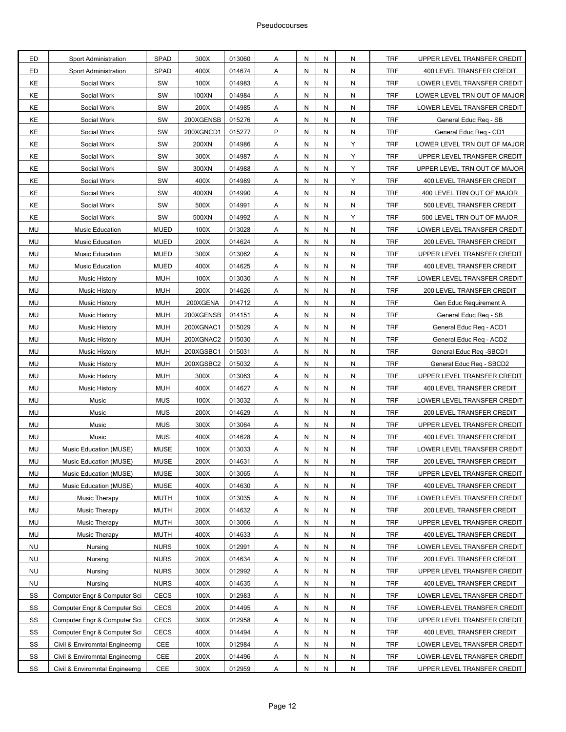| | | | | | | | | | | |
|---|---|---|---|---|---|---|---|---|---|---|
| ED | Sport Administration | SPAD | 300X | 013060 | A | N | N | N | TRF | UPPER LEVEL TRANSFER CREDIT |
| ED | Sport Administration | SPAD | 400X | 014674 | A | N | N | N | TRF | 400 LEVEL TRANSFER CREDIT |
| KE | Social Work | SW | 100X | 014983 | A | N | N | N | TRF | LOWER LEVEL TRANSFER CREDIT |
| KE | Social Work | SW | 100XN | 014984 | A | N | N | N | TRF | LOWER LEVEL TRN OUT OF MAJOR |
| KE | Social Work | SW | 200X | 014985 | A | N | N | N | TRF | LOWER LEVEL TRANSFER CREDIT |
| KE | Social Work | SW | 200XGENSB | 015276 | A | N | N | N | TRF | General Educ Req - SB |
| KE | Social Work | SW | 200XGNCD1 | 015277 | P | N | N | N | TRF | General Educ Req - CD1 |
| KE | Social Work | SW | 200XN | 014986 | A | N | N | Y | TRF | LOWER LEVEL TRN OUT OF MAJOR |
| KE | Social Work | SW | 300X | 014987 | A | N | N | Y | TRF | UPPER LEVEL TRANSFER CREDIT |
| KE | Social Work | SW | 300XN | 014988 | A | N | N | Y | TRF | UPPER LEVEL TRN OUT OF MAJOR |
| KE | Social Work | SW | 400X | 014989 | A | N | N | Y | TRF | 400 LEVEL TRANSFER CREDIT |
| KE | Social Work | SW | 400XN | 014990 | A | N | N | N | TRF | 400 LEVEL TRN OUT OF MAJOR |
| KE | Social Work | SW | 500X | 014991 | A | N | N | N | TRF | 500 LEVEL TRANSFER CREDIT |
| KE | Social Work | SW | 500XN | 014992 | A | N | N | Y | TRF | 500 LEVEL TRN OUT OF MAJOR |
| MU | Music Education | MUED | 100X | 013028 | A | N | N | N | TRF | LOWER LEVEL TRANSFER CREDIT |
| MU | Music Education | MUED | 200X | 014624 | A | N | N | N | TRF | 200 LEVEL TRANSFER CREDIT |
| MU | Music Education | MUED | 300X | 013062 | A | N | N | N | TRF | UPPER LEVEL TRANSFER CREDIT |
| MU | Music Education | MUED | 400X | 014625 | A | N | N | N | TRF | 400 LEVEL TRANSFER CREDIT |
| MU | Music History | MUH | 100X | 013030 | A | N | N | N | TRF | LOWER LEVEL TRANSFER CREDIT |
| MU | Music History | MUH | 200X | 014626 | A | N | N | N | TRF | 200 LEVEL TRANSFER CREDIT |
| MU | Music History | MUH | 200XGENA | 014712 | A | N | N | N | TRF | Gen Educ Requirement A |
| MU | Music History | MUH | 200XGENSB | 014151 | A | N | N | N | TRF | General Educ Req - SB |
| MU | Music History | MUH | 200XGNAC1 | 015029 | A | N | N | N | TRF | General Educ Req - ACD1 |
| MU | Music History | MUH | 200XGNAC2 | 015030 | A | N | N | N | TRF | General Educ Req - ACD2 |
| MU | Music History | MUH | 200XGSBC1 | 015031 | A | N | N | N | TRF | General Educ Req -SBCD1 |
| MU | Music History | MUH | 200XGSBC2 | 015032 | A | N | N | N | TRF | General Educ Req - SBCD2 |
| MU | Music History | MUH | 300X | 013063 | A | N | N | N | TRF | UPPER LEVEL TRANSFER CREDIT |
| MU | Music History | MUH | 400X | 014627 | A | N | N | N | TRF | 400 LEVEL TRANSFER CREDIT |
| MU | Music | MUS | 100X | 013032 | A | N | N | N | TRF | LOWER LEVEL TRANSFER CREDIT |
| MU | Music | MUS | 200X | 014629 | A | N | N | N | TRF | 200 LEVEL TRANSFER CREDIT |
| MU | Music | MUS | 300X | 013064 | A | N | N | N | TRF | UPPER LEVEL TRANSFER CREDIT |
| MU | Music | MUS | 400X | 014628 | A | N | N | N | TRF | 400 LEVEL TRANSFER CREDIT |
| MU | Music Education (MUSE) | MUSE | 100X | 013033 | A | N | N | N | TRF | LOWER LEVEL TRANSFER CREDIT |
| MU | Music Education (MUSE) | MUSE | 200X | 014631 | A | N | N | N | TRF | 200 LEVEL TRANSFER CREDIT |
| MU | Music Education (MUSE) | MUSE | 300X | 013065 | A | N | N | N | TRF | UPPER LEVEL TRANSFER CREDIT |
| MU | Music Education (MUSE) | MUSE | 400X | 014630 | A | N | N | N | TRF | 400 LEVEL TRANSFER CREDIT |
| MU | Music Therapy | MUTH | 100X | 013035 | A | N | N | N | TRF | LOWER LEVEL TRANSFER CREDIT |
| MU | Music Therapy | MUTH | 200X | 014632 | A | N | N | N | TRF | 200 LEVEL TRANSFER CREDIT |
| MU | Music Therapy | MUTH | 300X | 013066 | A | N | N | N | TRF | UPPER LEVEL TRANSFER CREDIT |
| MU | Music Therapy | MUTH | 400X | 014633 | A | N | N | N | TRF | 400 LEVEL TRANSFER CREDIT |
| NU | Nursing | NURS | 100X | 012991 | A | N | N | N | TRF | LOWER LEVEL TRANSFER CREDIT |
| NU | Nursing | NURS | 200X | 014634 | A | N | N | N | TRF | 200 LEVEL TRANSFER CREDIT |
| NU | Nursing | NURS | 300X | 012992 | A | N | N | N | TRF | UPPER LEVEL TRANSFER CREDIT |
| NU | Nursing | NURS | 400X | 014635 | A | N | N | N | TRF | 400 LEVEL TRANSFER CREDIT |
| SS | Computer Engr & Computer Sci | CECS | 100X | 012983 | A | N | N | N | TRF | LOWER LEVEL TRANSFER CREDIT |
| SS | Computer Engr & Computer Sci | CECS | 200X | 014495 | A | N | N | N | TRF | LOWER-LEVEL TRANSFER CREDIT |
| SS | Computer Engr & Computer Sci | CECS | 300X | 012958 | A | N | N | N | TRF | UPPER LEVEL TRANSFER CREDIT |
| SS | Computer Engr & Computer Sci | CECS | 400X | 014494 | A | N | N | N | TRF | 400 LEVEL TRANSFER CREDIT |
| SS | Civil & Enviromntal Engineerng | CEE | 100X | 012984 | A | N | N | N | TRF | LOWER LEVEL TRANSFER CREDIT |
| SS | Civil & Enviromntal Engineerng | CEE | 200X | 014496 | A | N | N | N | TRF | LOWER-LEVEL TRANSFER CREDIT |
| SS | Civil & Enviromntal Engineerng | CEE | 300X | 012959 | A | N | N | N | TRF | UPPER LEVEL TRANSFER CREDIT |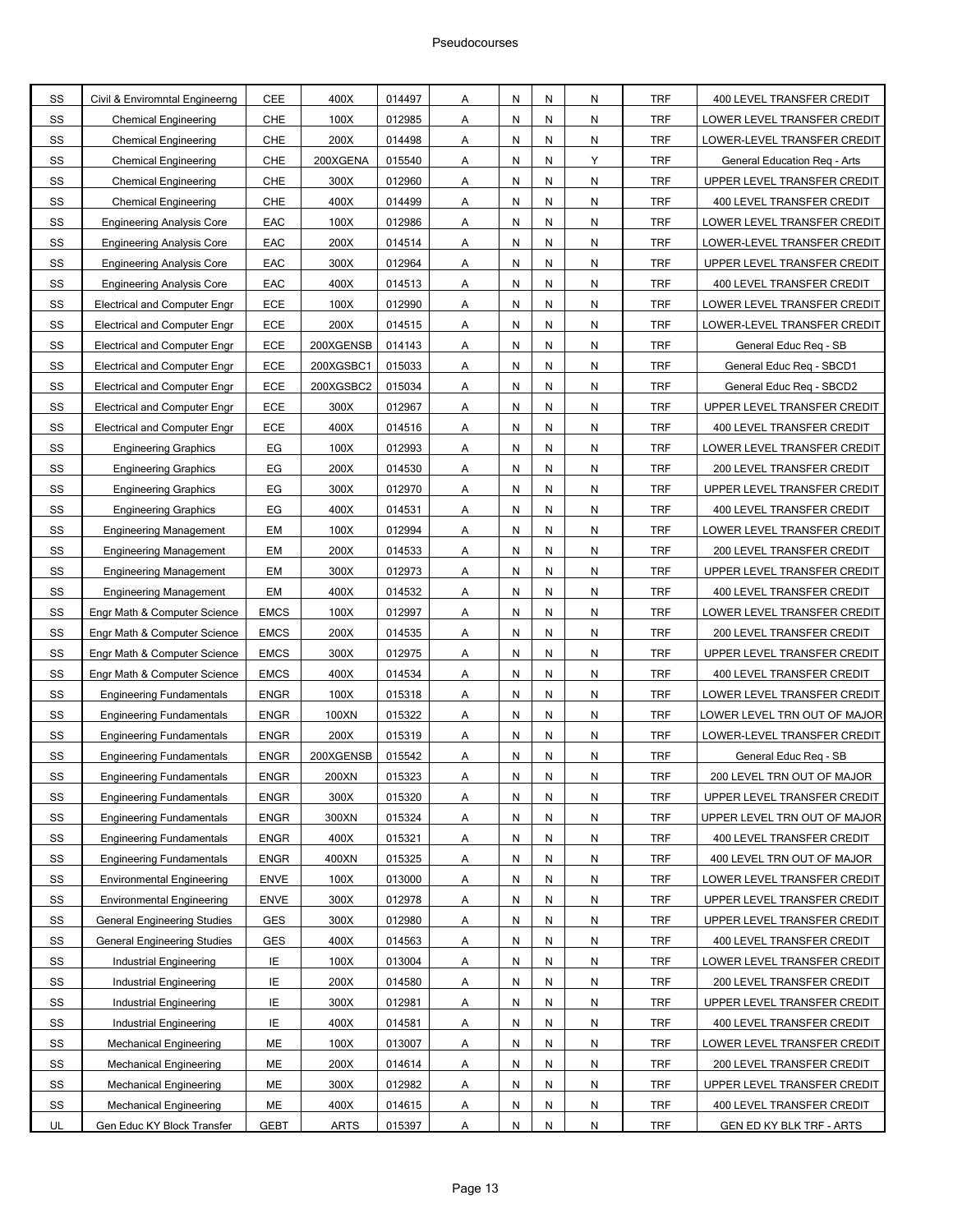# Pseudocourses

| | | | | | | | | | | |
|---|---|---|---|---|---|---|---|---|---|---|
| SS | Civil & Enviromntal Engineerng | CEE | 400X | 014497 | A | N | N | N | TRF | 400 LEVEL TRANSFER CREDIT |
| SS | Chemical Engineering | CHE | 100X | 012985 | A | N | N | N | TRF | LOWER LEVEL TRANSFER CREDIT |
| SS | Chemical Engineering | CHE | 200X | 014498 | A | N | N | N | TRF | LOWER-LEVEL TRANSFER CREDIT |
| SS | Chemical Engineering | CHE | 200XGENA | 015540 | A | N | N | Y | TRF | General Education Req - Arts |
| SS | Chemical Engineering | CHE | 300X | 012960 | A | N | N | N | TRF | UPPER LEVEL TRANSFER CREDIT |
| SS | Chemical Engineering | CHE | 400X | 014499 | A | N | N | N | TRF | 400 LEVEL TRANSFER CREDIT |
| SS | Engineering Analysis Core | EAC | 100X | 012986 | A | N | N | N | TRF | LOWER LEVEL TRANSFER CREDIT |
| SS | Engineering Analysis Core | EAC | 200X | 014514 | A | N | N | N | TRF | LOWER-LEVEL TRANSFER CREDIT |
| SS | Engineering Analysis Core | EAC | 300X | 012964 | A | N | N | N | TRF | UPPER LEVEL TRANSFER CREDIT |
| SS | Engineering Analysis Core | EAC | 400X | 014513 | A | N | N | N | TRF | 400 LEVEL TRANSFER CREDIT |
| SS | Electrical and Computer Engr | ECE | 100X | 012990 | A | N | N | N | TRF | LOWER LEVEL TRANSFER CREDIT |
| SS | Electrical and Computer Engr | ECE | 200X | 014515 | A | N | N | N | TRF | LOWER-LEVEL TRANSFER CREDIT |
| SS | Electrical and Computer Engr | ECE | 200XGENSB | 014143 | A | N | N | N | TRF | General Educ Req - SB |
| SS | Electrical and Computer Engr | ECE | 200XGSBC1 | 015033 | A | N | N | N | TRF | General Educ Req - SBCD1 |
| SS | Electrical and Computer Engr | ECE | 200XGSBC2 | 015034 | A | N | N | N | TRF | General Educ Req - SBCD2 |
| SS | Electrical and Computer Engr | ECE | 300X | 012967 | A | N | N | N | TRF | UPPER LEVEL TRANSFER CREDIT |
| SS | Electrical and Computer Engr | ECE | 400X | 014516 | A | N | N | N | TRF | 400 LEVEL TRANSFER CREDIT |
| SS | Engineering Graphics | EG | 100X | 012993 | A | N | N | N | TRF | LOWER LEVEL TRANSFER CREDIT |
| SS | Engineering Graphics | EG | 200X | 014530 | A | N | N | N | TRF | 200 LEVEL TRANSFER CREDIT |
| SS | Engineering Graphics | EG | 300X | 012970 | A | N | N | N | TRF | UPPER LEVEL TRANSFER CREDIT |
| SS | Engineering Graphics | EG | 400X | 014531 | A | N | N | N | TRF | 400 LEVEL TRANSFER CREDIT |
| SS | Engineering Management | EM | 100X | 012994 | A | N | N | N | TRF | LOWER LEVEL TRANSFER CREDIT |
| SS | Engineering Management | EM | 200X | 014533 | A | N | N | N | TRF | 200 LEVEL TRANSFER CREDIT |
| SS | Engineering Management | EM | 300X | 012973 | A | N | N | N | TRF | UPPER LEVEL TRANSFER CREDIT |
| SS | Engineering Management | EM | 400X | 014532 | A | N | N | N | TRF | 400 LEVEL TRANSFER CREDIT |
| SS | Engr Math & Computer Science | EMCS | 100X | 012997 | A | N | N | N | TRF | LOWER LEVEL TRANSFER CREDIT |
| SS | Engr Math & Computer Science | EMCS | 200X | 014535 | A | N | N | N | TRF | 200 LEVEL TRANSFER CREDIT |
| SS | Engr Math & Computer Science | EMCS | 300X | 012975 | A | N | N | N | TRF | UPPER LEVEL TRANSFER CREDIT |
| SS | Engr Math & Computer Science | EMCS | 400X | 014534 | A | N | N | N | TRF | 400 LEVEL TRANSFER CREDIT |
| SS | Engineering Fundamentals | ENGR | 100X | 015318 | A | N | N | N | TRF | LOWER LEVEL TRANSFER CREDIT |
| SS | Engineering Fundamentals | ENGR | 100XN | 015322 | A | N | N | N | TRF | LOWER LEVEL TRN OUT OF MAJOR |
| SS | Engineering Fundamentals | ENGR | 200X | 015319 | A | N | N | N | TRF | LOWER-LEVEL TRANSFER CREDIT |
| SS | Engineering Fundamentals | ENGR | 200XGENSB | 015542 | A | N | N | N | TRF | General Educ Req - SB |
| SS | Engineering Fundamentals | ENGR | 200XN | 015323 | A | N | N | N | TRF | 200 LEVEL TRN OUT OF MAJOR |
| SS | Engineering Fundamentals | ENGR | 300X | 015320 | A | N | N | N | TRF | UPPER LEVEL TRANSFER CREDIT |
| SS | Engineering Fundamentals | ENGR | 300XN | 015324 | A | N | N | N | TRF | UPPER LEVEL TRN OUT OF MAJOR |
| SS | Engineering Fundamentals | ENGR | 400X | 015321 | A | N | N | N | TRF | 400 LEVEL TRANSFER CREDIT |
| SS | Engineering Fundamentals | ENGR | 400XN | 015325 | A | N | N | N | TRF | 400 LEVEL TRN OUT OF MAJOR |
| SS | Environmental Engineering | ENVE | 100X | 013000 | A | N | N | N | TRF | LOWER LEVEL TRANSFER CREDIT |
| SS | Environmental Engineering | ENVE | 300X | 012978 | A | N | N | N | TRF | UPPER LEVEL TRANSFER CREDIT |
| SS | General Engineering Studies | GES | 300X | 012980 | A | N | N | N | TRF | UPPER LEVEL TRANSFER CREDIT |
| SS | General Engineering Studies | GES | 400X | 014563 | A | N | N | N | TRF | 400 LEVEL TRANSFER CREDIT |
| SS | Industrial Engineering | IE | 100X | 013004 | A | N | N | N | TRF | LOWER LEVEL TRANSFER CREDIT |
| SS | Industrial Engineering | IE | 200X | 014580 | A | N | N | N | TRF | 200 LEVEL TRANSFER CREDIT |
| SS | Industrial Engineering | IE | 300X | 012981 | A | N | N | N | TRF | UPPER LEVEL TRANSFER CREDIT |
| SS | Industrial Engineering | IE | 400X | 014581 | A | N | N | N | TRF | 400 LEVEL TRANSFER CREDIT |
| SS | Mechanical Engineering | ME | 100X | 013007 | A | N | N | N | TRF | LOWER LEVEL TRANSFER CREDIT |
| SS | Mechanical Engineering | ME | 200X | 014614 | A | N | N | N | TRF | 200 LEVEL TRANSFER CREDIT |
| SS | Mechanical Engineering | ME | 300X | 012982 | A | N | N | N | TRF | UPPER LEVEL TRANSFER CREDIT |
| SS | Mechanical Engineering | ME | 400X | 014615 | A | N | N | N | TRF | 400 LEVEL TRANSFER CREDIT |
| UL | Gen Educ KY Block Transfer | GEBT | ARTS | 015397 | A | N | N | N | TRF | GEN ED KY BLK TRF - ARTS |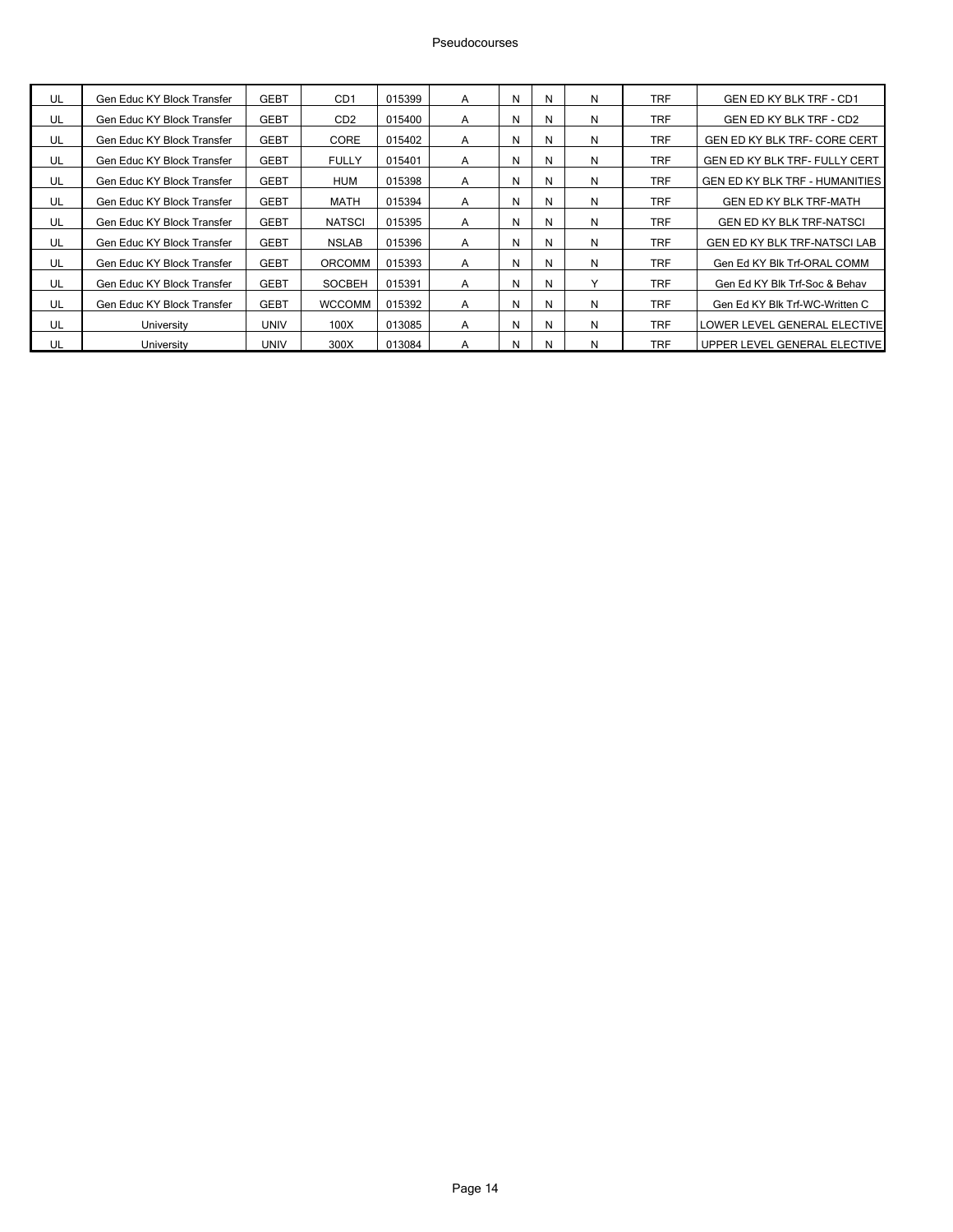| | | | | | | | | | | |
|---|---|---|---|---|---|---|---|---|---|---|
| UL | Gen Educ KY Block Transfer | GEBT | CD1 | 015399 | A | N | N | N | TRF | GEN ED KY BLK TRF - CD1 |
| UL | Gen Educ KY Block Transfer | GEBT | CD2 | 015400 | A | N | N | N | TRF | GEN ED KY BLK TRF - CD2 |
| UL | Gen Educ KY Block Transfer | GEBT | CORE | 015402 | A | N | N | N | TRF | GEN ED KY BLK TRF- CORE CERT |
| UL | Gen Educ KY Block Transfer | GEBT | FULLY | 015401 | A | N | N | N | TRF | GEN ED KY BLK TRF- FULLY CERT |
| UL | Gen Educ KY Block Transfer | GEBT | HUM | 015398 | A | N | N | N | TRF | GEN ED KY BLK TRF - HUMANITIES |
| UL | Gen Educ KY Block Transfer | GEBT | MATH | 015394 | A | N | N | N | TRF | GEN ED KY BLK TRF-MATH |
| UL | Gen Educ KY Block Transfer | GEBT | NATSCI | 015395 | A | N | N | N | TRF | GEN ED KY BLK TRF-NATSCI |
| UL | Gen Educ KY Block Transfer | GEBT | NSLAB | 015396 | A | N | N | N | TRF | GEN ED KY BLK TRF-NATSCI LAB |
| UL | Gen Educ KY Block Transfer | GEBT | ORCOMM | 015393 | A | N | N | N | TRF | Gen Ed KY Blk Trf-ORAL COMM |
| UL | Gen Educ KY Block Transfer | GEBT | SOCBEH | 015391 | A | N | N | Y | TRF | Gen Ed KY Blk Trf-Soc & Behav |
| UL | Gen Educ KY Block Transfer | GEBT | WCCOMM | 015392 | A | N | N | N | TRF | Gen Ed KY Blk Trf-WC-Written C |
| UL | University | UNIV | 100X | 013085 | A | N | N | N | TRF | LOWER LEVEL GENERAL ELECTIVE |
| UL | University | UNIV | 300X | 013084 | A | N | N | N | TRF | UPPER LEVEL GENERAL ELECTIVE |